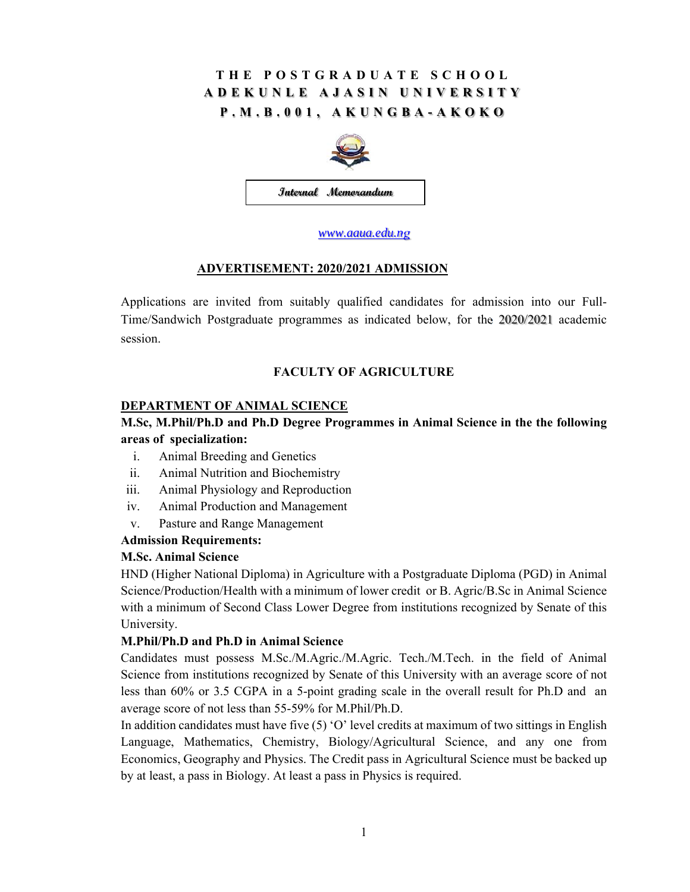# THE POSTGRADUATE SCHOOL
# ADEKUNLE AJASIN UNIVERSITY
# P.M.B.001, AKUNGBA-AKOKO

**Internal Memorandum**

www.aaua.edu.ng

## ADVERTISEMENT: 2020/2021 ADMISSION

Applications are invited from suitably qualified candidates for admission into our Full-Time/Sandwich Postgraduate programmes as indicated below, for the 2020/2021 academic session.

## FACULTY OF AGRICULTURE

### DEPARTMENT OF ANIMAL SCIENCE

**M.Sc, M.Phil/Ph.D and Ph.D Degree Programmes in Animal Science in the the following areas of specialization:**

i. Animal Breeding and Genetics
ii. Animal Nutrition and Biochemistry
iii. Animal Physiology and Reproduction
iv. Animal Production and Management
v. Pasture and Range Management

**Admission Requirements:**

**M.Sc. Animal Science**

HND (Higher National Diploma) in Agriculture with a Postgraduate Diploma (PGD) in Animal Science/Production/Health with a minimum of lower credit or B. Agric/B.Sc in Animal Science with a minimum of Second Class Lower Degree from institutions recognized by Senate of this University.

**M.Phil/Ph.D and Ph.D in Animal Science**

Candidates must possess M.Sc./M.Agric./M.Agric. Tech./M.Tech. in the field of Animal Science from institutions recognized by Senate of this University with an average score of not less than 60% or 3.5 CGPA in a 5-point grading scale in the overall result for Ph.D and an average score of not less than 55-59% for M.Phil/Ph.D.

In addition candidates must have five (5) 'O' level credits at maximum of two sittings in English Language, Mathematics, Chemistry, Biology/Agricultural Science, and any one from Economics, Geography and Physics. The Credit pass in Agricultural Science must be backed up by at least, a pass in Biology. At least a pass in Physics is required.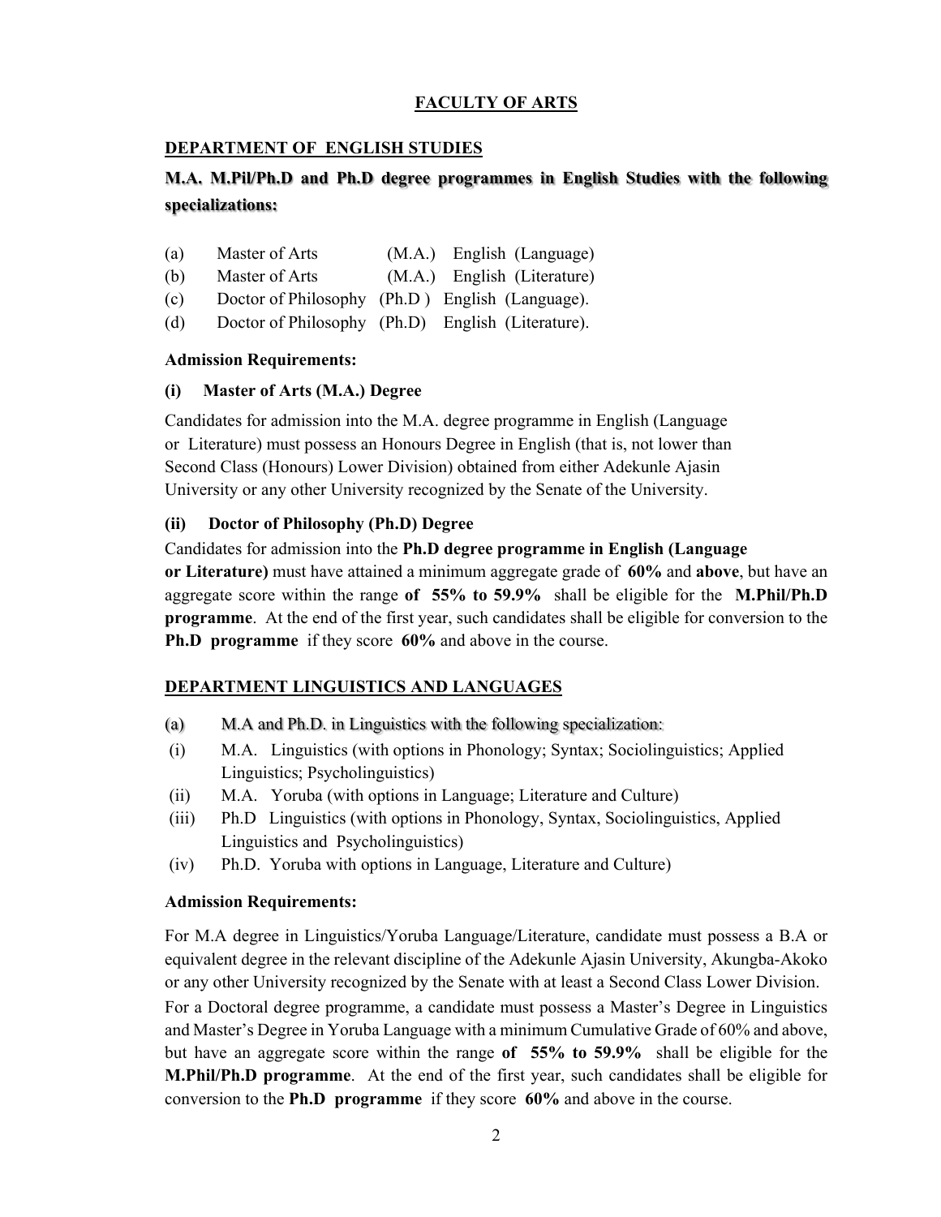## FACULTY OF ARTS

### DEPARTMENT OF ENGLISH STUDIES

**M.A. M.Pil/Ph.D and Ph.D degree programmes in English Studies with the following specializations:**

(a) Master of Arts (M.A.) English (Language)
(b) Master of Arts (M.A.) English (Literature)
(c) Doctor of Philosophy (Ph.D ) English (Language).
(d) Doctor of Philosophy (Ph.D) English (Literature).

**Admission Requirements:**

**(i) Master of Arts (M.A.) Degree**

Candidates for admission into the M.A. degree programme in English (Language or Literature) must possess an Honours Degree in English (that is, not lower than Second Class (Honours) Lower Division) obtained from either Adekunle Ajasin University or any other University recognized by the Senate of the University.

**(ii) Doctor of Philosophy (Ph.D) Degree**

Candidates for admission into the **Ph.D degree programme in English (Language or Literature)** must have attained a minimum aggregate grade of **60%** and **above**, but have an aggregate score within the range **of 55% to 59.9%** shall be eligible for the **M.Phil/Ph.D programme**. At the end of the first year, such candidates shall be eligible for conversion to the **Ph.D programme** if they score **60%** and above in the course.

### DEPARTMENT LINGUISTICS AND LANGUAGES

(a) M.A and Ph.D. in Linguistics with the following specialization:

(i) M.A. Linguistics (with options in Phonology; Syntax; Sociolinguistics; Applied Linguistics; Psycholinguistics)
(ii) M.A. Yoruba (with options in Language; Literature and Culture)
(iii) Ph.D Linguistics (with options in Phonology, Syntax, Sociolinguistics, Applied Linguistics and Psycholinguistics)
(iv) Ph.D. Yoruba with options in Language, Literature and Culture)

**Admission Requirements:**

For M.A degree in Linguistics/Yoruba Language/Literature, candidate must possess a B.A or equivalent degree in the relevant discipline of the Adekunle Ajasin University, Akungba-Akoko or any other University recognized by the Senate with at least a Second Class Lower Division.

For a Doctoral degree programme, a candidate must possess a Master's Degree in Linguistics and Master's Degree in Yoruba Language with a minimum Cumulative Grade of 60% and above, but have an aggregate score within the range **of 55% to 59.9%** shall be eligible for the **M.Phil/Ph.D programme**. At the end of the first year, such candidates shall be eligible for conversion to the **Ph.D programme** if they score **60%** and above in the course.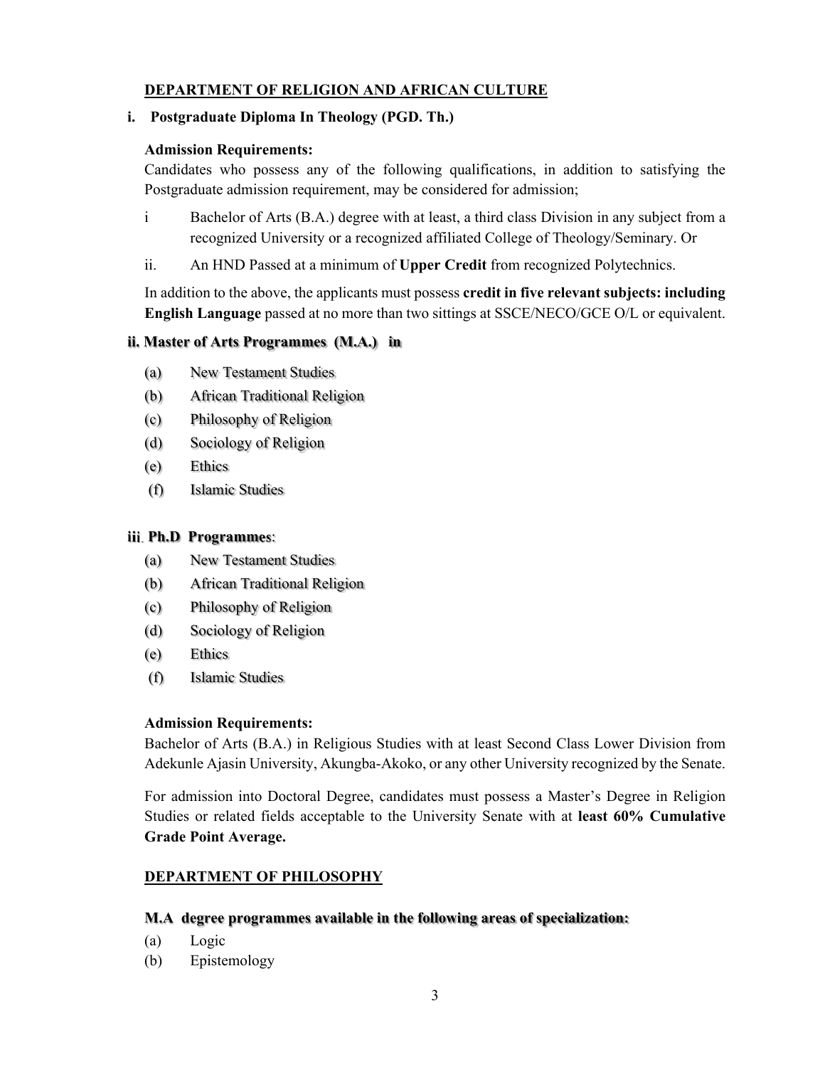## DEPARTMENT OF RELIGION AND AFRICAN CULTURE

### i. Postgraduate Diploma In Theology (PGD. Th.)

**Admission Requirements:**

Candidates who possess any of the following qualifications, in addition to satisfying the Postgraduate admission requirement, may be considered for admission;

i Bachelor of Arts (B.A.) degree with at least, a third class Division in any subject from a recognized University or a recognized affiliated College of Theology/Seminary. Or

ii. An HND Passed at a minimum of **Upper Credit** from recognized Polytechnics.

In addition to the above, the applicants must possess **credit in five relevant subjects: including English Language** passed at no more than two sittings at SSCE/NECO/GCE O/L or equivalent.

### ii. Master of Arts Programmes (M.A.) in

(a) New Testament Studies
(b) African Traditional Religion
(c) Philosophy of Religion
(d) Sociology of Religion
(e) Ethics
(f) Islamic Studies

### iii. Ph.D Programmes:

(a) New Testament Studies
(b) African Traditional Religion
(c) Philosophy of Religion
(d) Sociology of Religion
(e) Ethics
(f) Islamic Studies

**Admission Requirements:**

Bachelor of Arts (B.A.) in Religious Studies with at least Second Class Lower Division from Adekunle Ajasin University, Akungba-Akoko, or any other University recognized by the Senate.

For admission into Doctoral Degree, candidates must possess a Master's Degree in Religion Studies or related fields acceptable to the University Senate with at **least 60% Cumulative Grade Point Average.**

## DEPARTMENT OF PHILOSOPHY

### M.A degree programmes available in the following areas of specialization:

(a) Logic
(b) Epistemology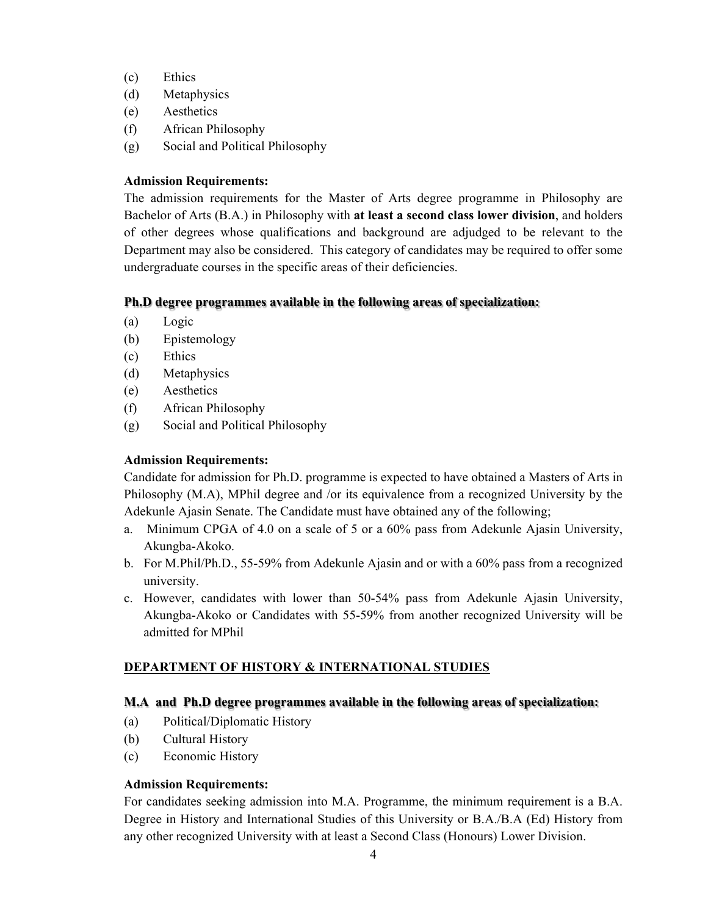(c) Ethics
(d) Metaphysics
(e) Aesthetics
(f) African Philosophy
(g) Social and Political Philosophy

**Admission Requirements:**
The admission requirements for the Master of Arts degree programme in Philosophy are Bachelor of Arts (B.A.) in Philosophy with **at least a second class lower division**, and holders of other degrees whose qualifications and background are adjudged to be relevant to the Department may also be considered. This category of candidates may be required to offer some undergraduate courses in the specific areas of their deficiencies.

**Ph.D degree programmes available in the following areas of specialization:**
(a) Logic
(b) Epistemology
(c) Ethics
(d) Metaphysics
(e) Aesthetics
(f) African Philosophy
(g) Social and Political Philosophy

**Admission Requirements:**
Candidate for admission for Ph.D. programme is expected to have obtained a Masters of Arts in Philosophy (M.A), MPhil degree and /or its equivalence from a recognized University by the Adekunle Ajasin Senate. The Candidate must have obtained any of the following;

a. Minimum CPGA of 4.0 on a scale of 5 or a 60% pass from Adekunle Ajasin University, Akungba-Akoko.
b. For M.Phil/Ph.D., 55-59% from Adekunle Ajasin and or with a 60% pass from a recognized university.
c. However, candidates with lower than 50-54% pass from Adekunle Ajasin University, Akungba-Akoko or Candidates with 55-59% from another recognized University will be admitted for MPhil

## DEPARTMENT OF HISTORY & INTERNATIONAL STUDIES

**M.A and Ph.D degree programmes available in the following areas of specialization:**
(a) Political/Diplomatic History
(b) Cultural History
(c) Economic History

**Admission Requirements:**
For candidates seeking admission into M.A. Programme, the minimum requirement is a B.A. Degree in History and International Studies of this University or B.A./B.A (Ed) History from any other recognized University with at least a Second Class (Honours) Lower Division.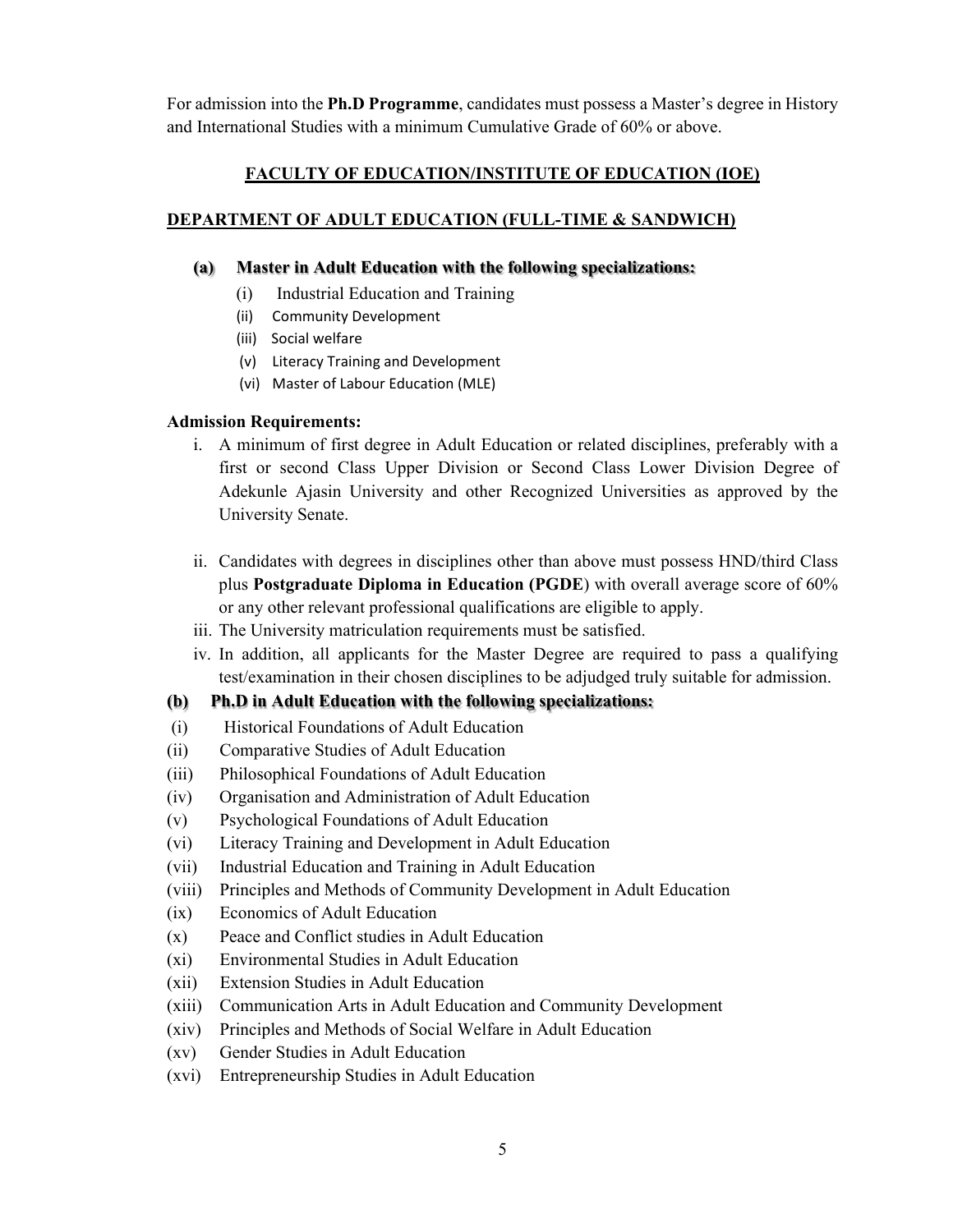For admission into the **Ph.D Programme**, candidates must possess a Master's degree in History and International Studies with a minimum Cumulative Grade of 60% or above.

## FACULTY OF EDUCATION/INSTITUTE OF EDUCATION (IOE)

### DEPARTMENT OF ADULT EDUCATION (FULL-TIME & SANDWICH)

**(a) Master in Adult Education with the following specializations:**

- (i) Industrial Education and Training
- (ii) Community Development
- (iii) Social welfare
- (v) Literacy Training and Development
- (vi) Master of Labour Education (MLE)

**Admission Requirements:**

- i. A minimum of first degree in Adult Education or related disciplines, preferably with a first or second Class Upper Division or Second Class Lower Division Degree of Adekunle Ajasin University and other Recognized Universities as approved by the University Senate.
- ii. Candidates with degrees in disciplines other than above must possess HND/third Class plus **Postgraduate Diploma in Education (PGDE**) with overall average score of 60% or any other relevant professional qualifications are eligible to apply.
- iii. The University matriculation requirements must be satisfied.
- iv. In addition, all applicants for the Master Degree are required to pass a qualifying test/examination in their chosen disciplines to be adjudged truly suitable for admission.

**(b) Ph.D in Adult Education with the following specializations:**

- (i) Historical Foundations of Adult Education
- (ii) Comparative Studies of Adult Education
- (iii) Philosophical Foundations of Adult Education
- (iv) Organisation and Administration of Adult Education
- (v) Psychological Foundations of Adult Education
- (vi) Literacy Training and Development in Adult Education
- (vii) Industrial Education and Training in Adult Education
- (viii) Principles and Methods of Community Development in Adult Education
- (ix) Economics of Adult Education
- (x) Peace and Conflict studies in Adult Education
- (xi) Environmental Studies in Adult Education
- (xii) Extension Studies in Adult Education
- (xiii) Communication Arts in Adult Education and Community Development
- (xiv) Principles and Methods of Social Welfare in Adult Education
- (xv) Gender Studies in Adult Education
- (xvi) Entrepreneurship Studies in Adult Education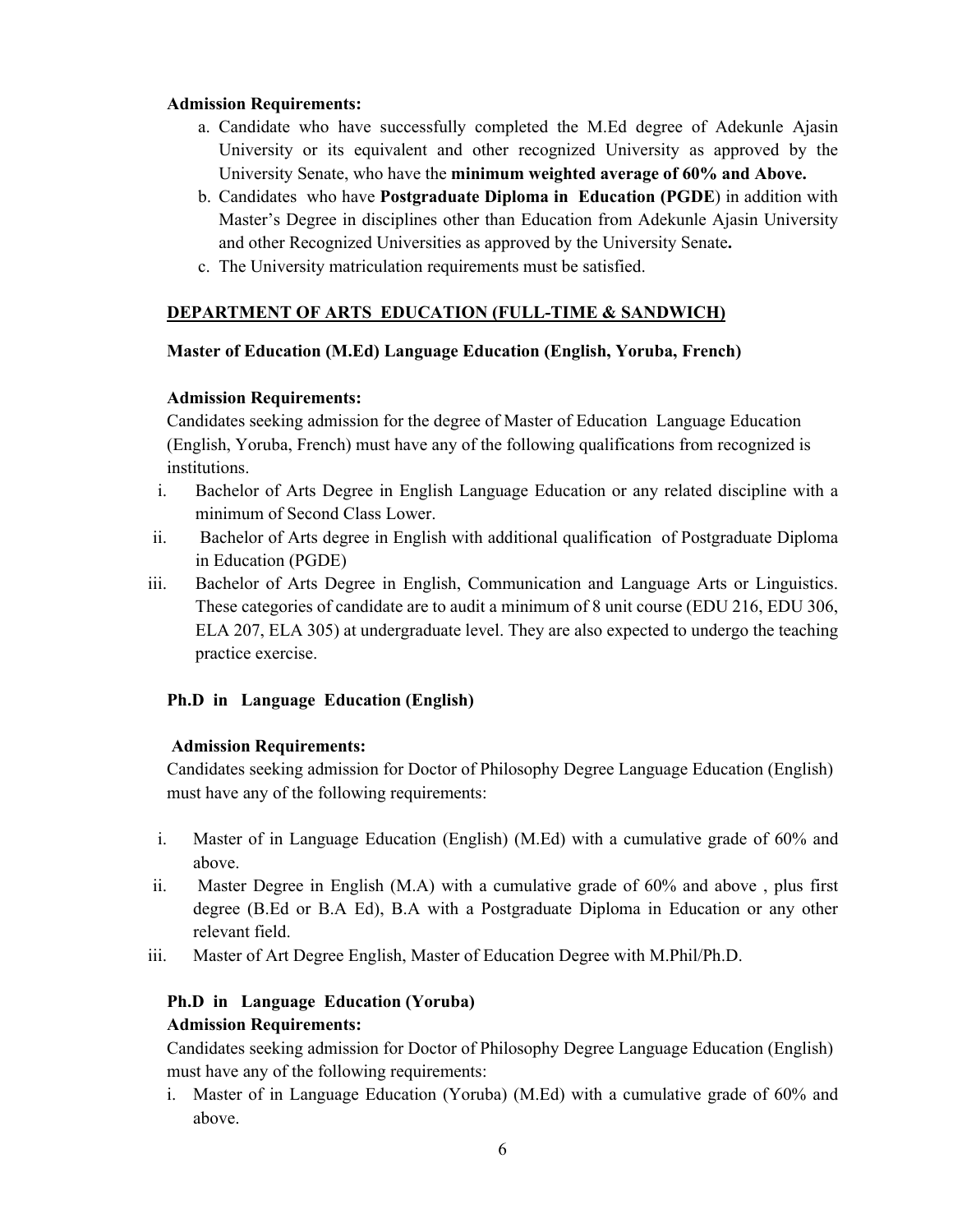**Admission Requirements:**

a. Candidate who have successfully completed the M.Ed degree of Adekunle Ajasin University or its equivalent and other recognized University as approved by the University Senate, who have the **minimum weighted average of 60% and Above.**
b. Candidates who have **Postgraduate Diploma in Education (PGDE**) in addition with Master's Degree in disciplines other than Education from Adekunle Ajasin University and other Recognized Universities as approved by the University Senate**.**
c. The University matriculation requirements must be satisfied.

## DEPARTMENT OF ARTS EDUCATION (FULL-TIME & SANDWICH)

### Master of Education (M.Ed) Language Education (English, Yoruba, French)

**Admission Requirements:**

Candidates seeking admission for the degree of Master of Education Language Education (English, Yoruba, French) must have any of the following qualifications from recognized is institutions.

i. Bachelor of Arts Degree in English Language Education or any related discipline with a minimum of Second Class Lower.
ii. Bachelor of Arts degree in English with additional qualification of Postgraduate Diploma in Education (PGDE)
iii. Bachelor of Arts Degree in English, Communication and Language Arts or Linguistics. These categories of candidate are to audit a minimum of 8 unit course (EDU 216, EDU 306, ELA 207, ELA 305) at undergraduate level. They are also expected to undergo the teaching practice exercise.

### Ph.D in Language Education (English)

**Admission Requirements:**

Candidates seeking admission for Doctor of Philosophy Degree Language Education (English) must have any of the following requirements:

i. Master of in Language Education (English) (M.Ed) with a cumulative grade of 60% and above.
ii. Master Degree in English (M.A) with a cumulative grade of 60% and above , plus first degree (B.Ed or B.A Ed), B.A with a Postgraduate Diploma in Education or any other relevant field.
iii. Master of Art Degree English, Master of Education Degree with M.Phil/Ph.D.

### Ph.D in Language Education (Yoruba)

**Admission Requirements:**

Candidates seeking admission for Doctor of Philosophy Degree Language Education (English) must have any of the following requirements:

i. Master of in Language Education (Yoruba) (M.Ed) with a cumulative grade of 60% and above.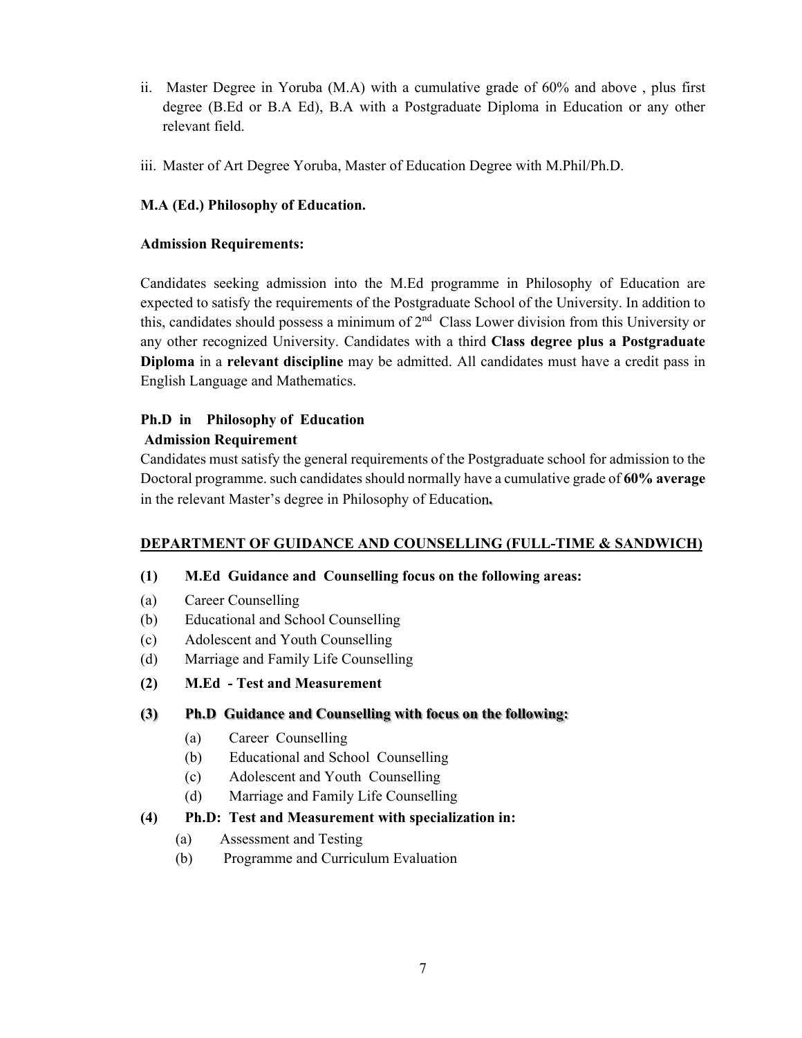ii. Master Degree in Yoruba (M.A) with a cumulative grade of 60% and above , plus first degree (B.Ed or B.A Ed), B.A with a Postgraduate Diploma in Education or any other relevant field.

iii. Master of Art Degree Yoruba, Master of Education Degree with M.Phil/Ph.D.

**M.A (Ed.) Philosophy of Education.**

**Admission Requirements:**

Candidates seeking admission into the M.Ed programme in Philosophy of Education are expected to satisfy the requirements of the Postgraduate School of the University. In addition to this, candidates should possess a minimum of 2nd Class Lower division from this University or any other recognized University. Candidates with a third **Class degree plus a Postgraduate Diploma** in a **relevant discipline** may be admitted. All candidates must have a credit pass in English Language and Mathematics.

**Ph.D in Philosophy of Education**

**Admission Requirement**

Candidates must satisfy the general requirements of the Postgraduate school for admission to the Doctoral programme. such candidates should normally have a cumulative grade of **60% average** in the relevant Master's degree in Philosophy of Education.

**DEPARTMENT OF GUIDANCE AND COUNSELLING (FULL-TIME & SANDWICH)**

**(1) M.Ed Guidance and Counselling focus on the following areas:**

(a) Career Counselling
(b) Educational and School Counselling
(c) Adolescent and Youth Counselling
(d) Marriage and Family Life Counselling

**(2) M.Ed - Test and Measurement**

**(3) Ph.D Guidance and Counselling with focus on the following:**

(a) Career Counselling
(b) Educational and School Counselling
(c) Adolescent and Youth Counselling
(d) Marriage and Family Life Counselling

**(4) Ph.D: Test and Measurement with specialization in:**

(a) Assessment and Testing
(b) Programme and Curriculum Evaluation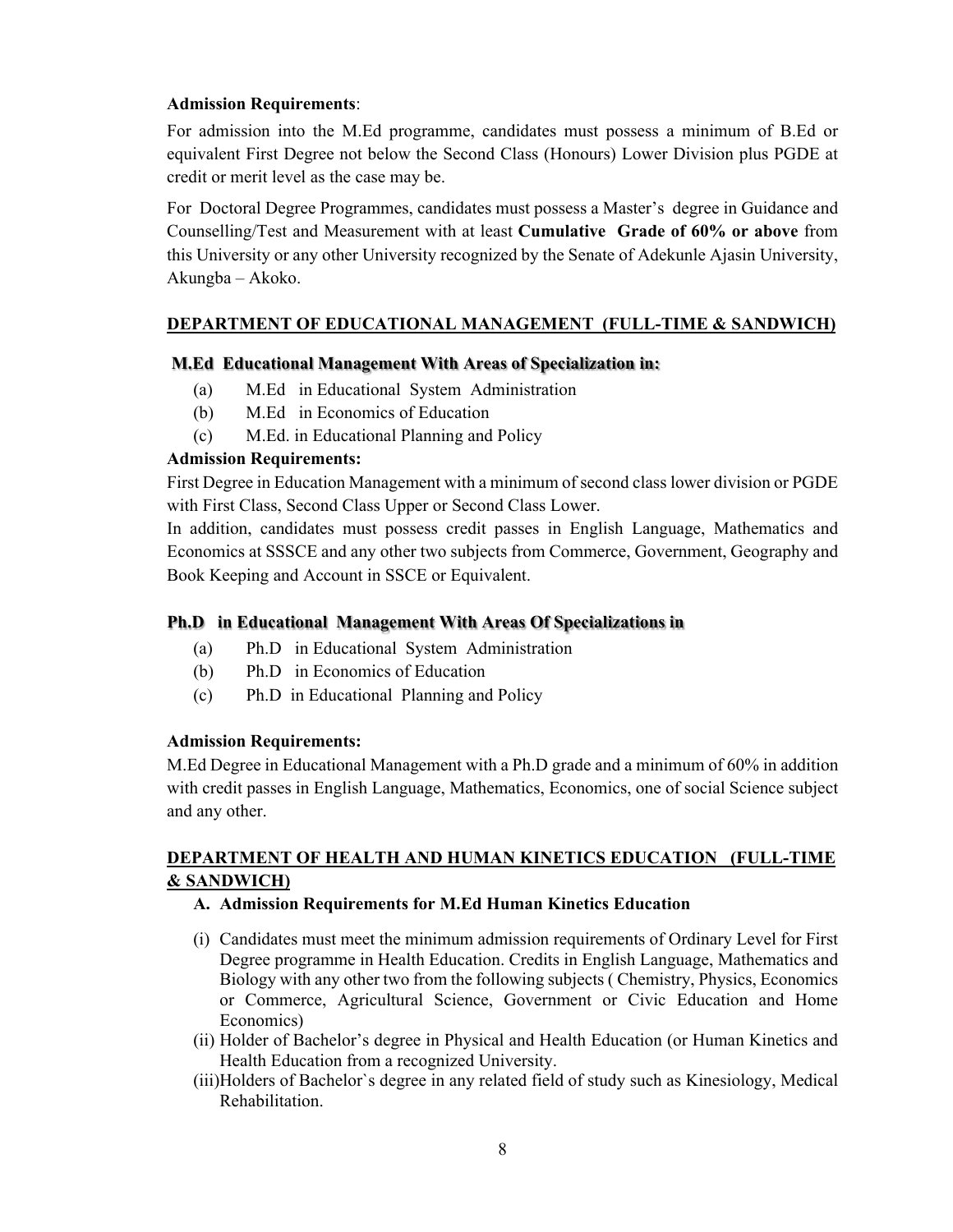**Admission Requirements**:

For admission into the M.Ed programme, candidates must possess a minimum of B.Ed or equivalent First Degree not below the Second Class (Honours) Lower Division plus PGDE at credit or merit level as the case may be.

For Doctoral Degree Programmes, candidates must possess a Master's degree in Guidance and Counselling/Test and Measurement with at least **Cumulative Grade of 60% or above** from this University or any other University recognized by the Senate of Adekunle Ajasin University, Akungba – Akoko.

## DEPARTMENT OF EDUCATIONAL MANAGEMENT (FULL-TIME & SANDWICH)

### M.Ed Educational Management With Areas of Specialization in:

(a) M.Ed in Educational System Administration
(b) M.Ed in Economics of Education
(c) M.Ed. in Educational Planning and Policy

**Admission Requirements:**

First Degree in Education Management with a minimum of second class lower division or PGDE with First Class, Second Class Upper or Second Class Lower.

In addition, candidates must possess credit passes in English Language, Mathematics and Economics at SSSCE and any other two subjects from Commerce, Government, Geography and Book Keeping and Account in SSCE or Equivalent.

### Ph.D in Educational Management With Areas Of Specializations in

(a) Ph.D in Educational System Administration
(b) Ph.D in Economics of Education
(c) Ph.D in Educational Planning and Policy

**Admission Requirements:**

M.Ed Degree in Educational Management with a Ph.D grade and a minimum of 60% in addition with credit passes in English Language, Mathematics, Economics, one of social Science subject and any other.

## DEPARTMENT OF HEALTH AND HUMAN KINETICS EDUCATION (FULL-TIME & SANDWICH)

**A. Admission Requirements for M.Ed Human Kinetics Education**

(i) Candidates must meet the minimum admission requirements of Ordinary Level for First Degree programme in Health Education. Credits in English Language, Mathematics and Biology with any other two from the following subjects ( Chemistry, Physics, Economics or Commerce, Agricultural Science, Government or Civic Education and Home Economics)

(ii) Holder of Bachelor's degree in Physical and Health Education (or Human Kinetics and Health Education from a recognized University.

(iii) Holders of Bachelor`s degree in any related field of study such as Kinesiology, Medical Rehabilitation.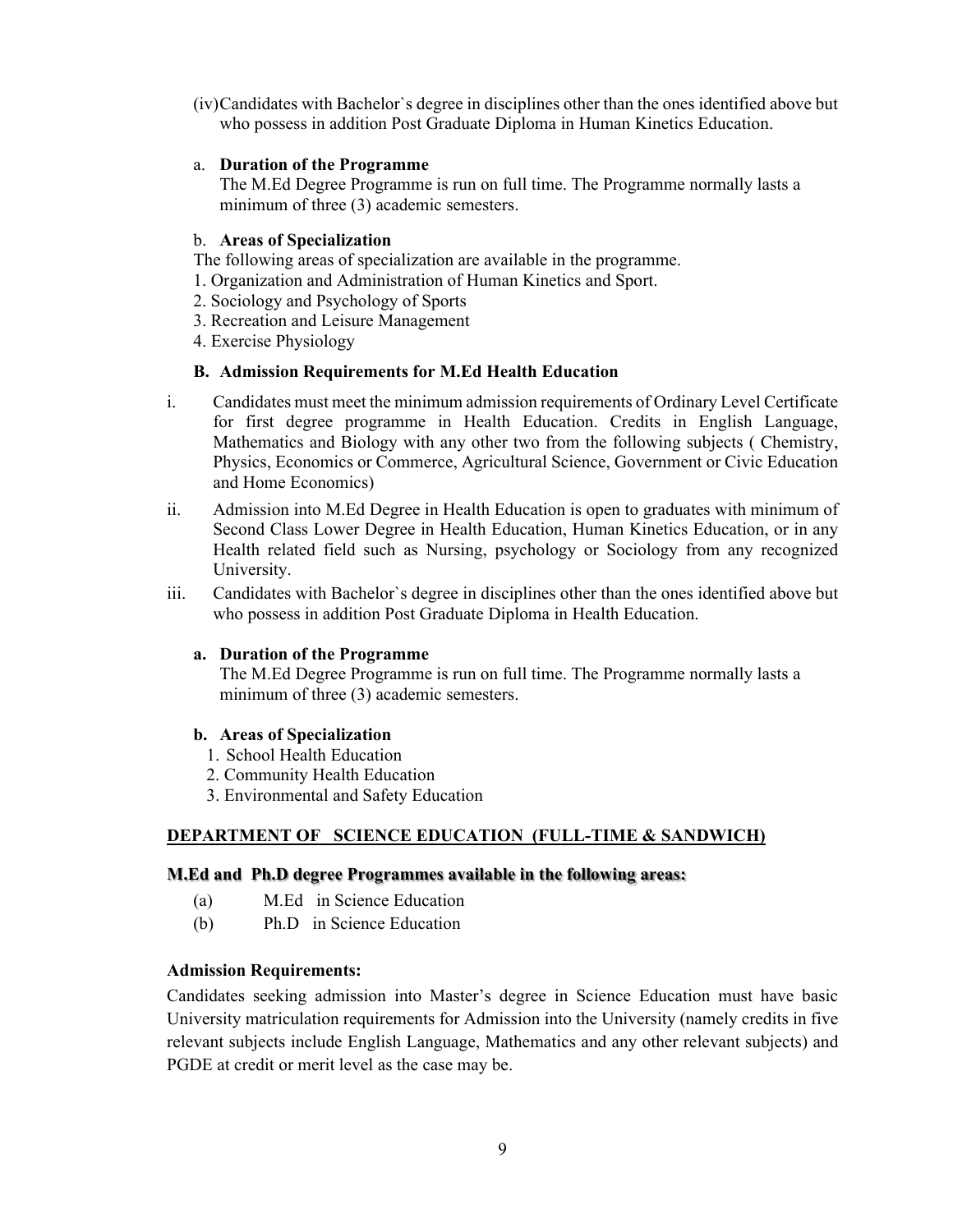(iv) Candidates with Bachelor`s degree in disciplines other than the ones identified above but who possess in addition Post Graduate Diploma in Human Kinetics Education.

a. **Duration of the Programme**
The M.Ed Degree Programme is run on full time. The Programme normally lasts a minimum of three (3) academic semesters.

b. **Areas of Specialization**
The following areas of specialization are available in the programme.
1. Organization and Administration of Human Kinetics and Sport.
2. Sociology and Psychology of Sports
3. Recreation and Leisure Management
4. Exercise Physiology

**B. Admission Requirements for M.Ed Health Education**

i. Candidates must meet the minimum admission requirements of Ordinary Level Certificate for first degree programme in Health Education. Credits in English Language, Mathematics and Biology with any other two from the following subjects ( Chemistry, Physics, Economics or Commerce, Agricultural Science, Government or Civic Education and Home Economics)

ii. Admission into M.Ed Degree in Health Education is open to graduates with minimum of Second Class Lower Degree in Health Education, Human Kinetics Education, or in any Health related field such as Nursing, psychology or Sociology from any recognized University.

iii. Candidates with Bachelor`s degree in disciplines other than the ones identified above but who possess in addition Post Graduate Diploma in Health Education.

**a. Duration of the Programme**
The M.Ed Degree Programme is run on full time. The Programme normally lasts a minimum of three (3) academic semesters.

**b. Areas of Specialization**
1. School Health Education
2. Community Health Education
3. Environmental and Safety Education

## DEPARTMENT OF SCIENCE EDUCATION (FULL-TIME & SANDWICH)

**M.Ed and Ph.D degree Programmes available in the following areas:**

(a) M.Ed in Science Education
(b) Ph.D in Science Education

**Admission Requirements:**

Candidates seeking admission into Master's degree in Science Education must have basic University matriculation requirements for Admission into the University (namely credits in five relevant subjects include English Language, Mathematics and any other relevant subjects) and PGDE at credit or merit level as the case may be.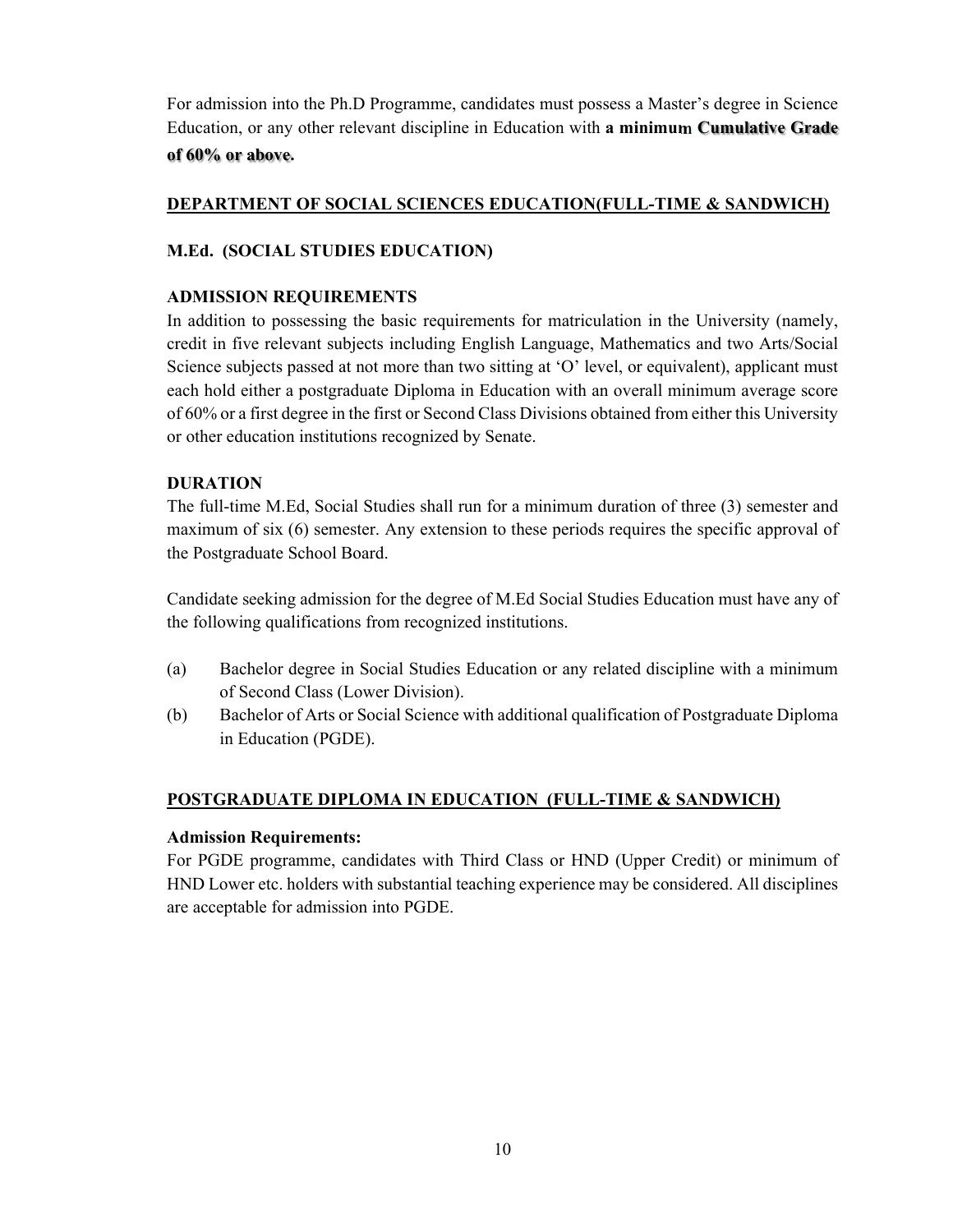For admission into the Ph.D Programme, candidates must possess a Master's degree in Science Education, or any other relevant discipline in Education with **a minimum Cumulative Grade of 60% or above.**

## DEPARTMENT OF SOCIAL SCIENCES EDUCATION(FULL-TIME & SANDWICH)

### M.Ed. (SOCIAL STUDIES EDUCATION)

#### ADMISSION REQUIREMENTS

In addition to possessing the basic requirements for matriculation in the University (namely, credit in five relevant subjects including English Language, Mathematics and two Arts/Social Science subjects passed at not more than two sitting at 'O' level, or equivalent), applicant must each hold either a postgraduate Diploma in Education with an overall minimum average score of 60% or a first degree in the first or Second Class Divisions obtained from either this University or other education institutions recognized by Senate.

#### DURATION

The full-time M.Ed, Social Studies shall run for a minimum duration of three (3) semester and maximum of six (6) semester. Any extension to these periods requires the specific approval of the Postgraduate School Board.

Candidate seeking admission for the degree of M.Ed Social Studies Education must have any of the following qualifications from recognized institutions.

(a) Bachelor degree in Social Studies Education or any related discipline with a minimum of Second Class (Lower Division).

(b) Bachelor of Arts or Social Science with additional qualification of Postgraduate Diploma in Education (PGDE).

## POSTGRADUATE DIPLOMA IN EDUCATION (FULL-TIME & SANDWICH)

#### Admission Requirements:

For PGDE programme, candidates with Third Class or HND (Upper Credit) or minimum of HND Lower etc. holders with substantial teaching experience may be considered. All disciplines are acceptable for admission into PGDE.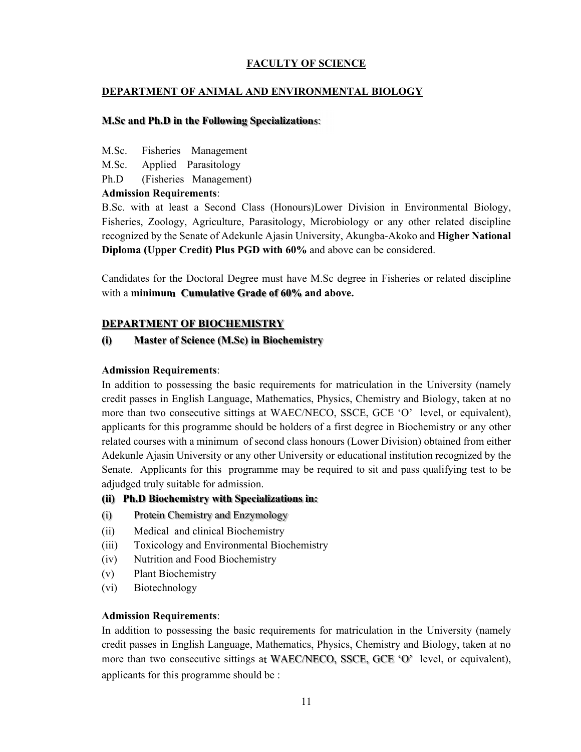# FACULTY OF SCIENCE

## DEPARTMENT OF ANIMAL AND ENVIRONMENTAL BIOLOGY

**M.Sc and Ph.D in the Following Specializations**:

M.Sc. Fisheries Management
M.Sc. Applied Parasitology
Ph.D (Fisheries Management)

**Admission Requirements**:

B.Sc. with at least a Second Class (Honours)Lower Division in Environmental Biology, Fisheries, Zoology, Agriculture, Parasitology, Microbiology or any other related discipline recognized by the Senate of Adekunle Ajasin University, Akungba-Akoko and **Higher National Diploma (Upper Credit) Plus PGD with 60%** and above can be considered.

Candidates for the Doctoral Degree must have M.Sc degree in Fisheries or related discipline with a **minimum Cumulative Grade of 60% and above.**

## DEPARTMENT OF BIOCHEMISTRY

### (i) Master of Science (M.Sc) in Biochemistry

**Admission Requirements**:

In addition to possessing the basic requirements for matriculation in the University (namely credit passes in English Language, Mathematics, Physics, Chemistry and Biology, taken at no more than two consecutive sittings at WAEC/NECO, SSCE, GCE 'O' level, or equivalent), applicants for this programme should be holders of a first degree in Biochemistry or any other related courses with a minimum of second class honours (Lower Division) obtained from either Adekunle Ajasin University or any other University or educational institution recognized by the Senate. Applicants for this programme may be required to sit and pass qualifying test to be adjudged truly suitable for admission.

### (ii) Ph.D Biochemistry with Specializations in:

(i) Protein Chemistry and Enzymology
(ii) Medical and clinical Biochemistry
(iii) Toxicology and Environmental Biochemistry
(iv) Nutrition and Food Biochemistry
(v) Plant Biochemistry
(vi) Biotechnology

**Admission Requirements**:

In addition to possessing the basic requirements for matriculation in the University (namely credit passes in English Language, Mathematics, Physics, Chemistry and Biology, taken at no more than two consecutive sittings at WAEC/NECO, SSCE, GCE 'O' level, or equivalent), applicants for this programme should be :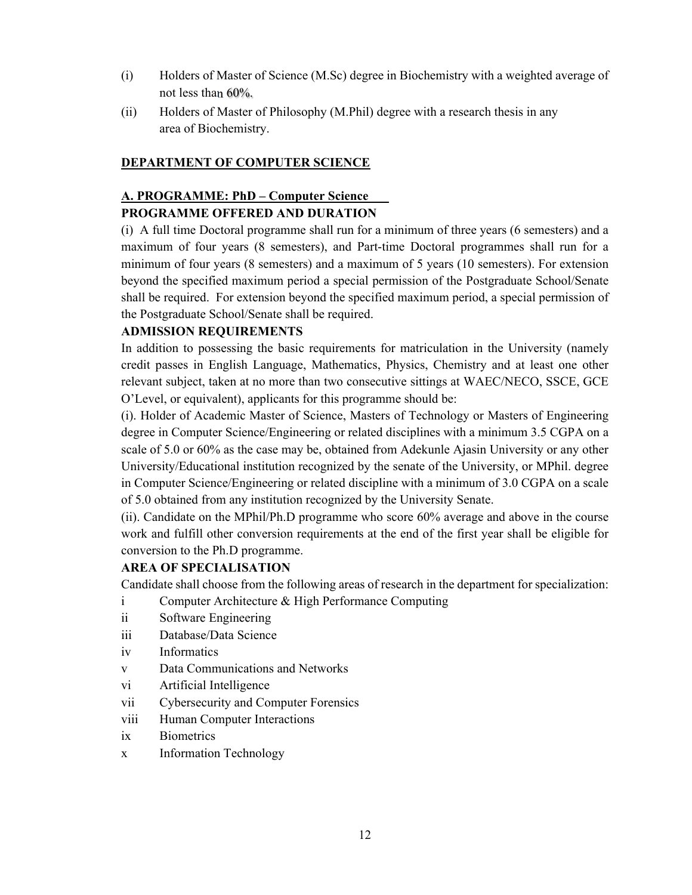(i) Holders of Master of Science (M.Sc) degree in Biochemistry with a weighted average of not less than 60%.

(ii) Holders of Master of Philosophy (M.Phil) degree with a research thesis in any area of Biochemistry.

## DEPARTMENT OF COMPUTER SCIENCE

### A. PROGRAMME: PhD – Computer Science

### PROGRAMME OFFERED AND DURATION

(i) A full time Doctoral programme shall run for a minimum of three years (6 semesters) and a maximum of four years (8 semesters), and Part-time Doctoral programmes shall run for a minimum of four years (8 semesters) and a maximum of 5 years (10 semesters). For extension beyond the specified maximum period a special permission of the Postgraduate School/Senate shall be required. For extension beyond the specified maximum period, a special permission of the Postgraduate School/Senate shall be required.

### ADMISSION REQUIREMENTS

In addition to possessing the basic requirements for matriculation in the University (namely credit passes in English Language, Mathematics, Physics, Chemistry and at least one other relevant subject, taken at no more than two consecutive sittings at WAEC/NECO, SSCE, GCE O'Level, or equivalent), applicants for this programme should be:

(i). Holder of Academic Master of Science, Masters of Technology or Masters of Engineering degree in Computer Science/Engineering or related disciplines with a minimum 3.5 CGPA on a scale of 5.0 or 60% as the case may be, obtained from Adekunle Ajasin University or any other University/Educational institution recognized by the senate of the University, or MPhil. degree in Computer Science/Engineering or related discipline with a minimum of 3.0 CGPA on a scale of 5.0 obtained from any institution recognized by the University Senate.

(ii). Candidate on the MPhil/Ph.D programme who score 60% average and above in the course work and fulfill other conversion requirements at the end of the first year shall be eligible for conversion to the Ph.D programme.

### AREA OF SPECIALISATION

Candidate shall choose from the following areas of research in the department for specialization:

- i Computer Architecture & High Performance Computing
- ii Software Engineering
- iii Database/Data Science
- iv Informatics
- v Data Communications and Networks
- vi Artificial Intelligence
- vii Cybersecurity and Computer Forensics
- viii Human Computer Interactions
- ix Biometrics
- x Information Technology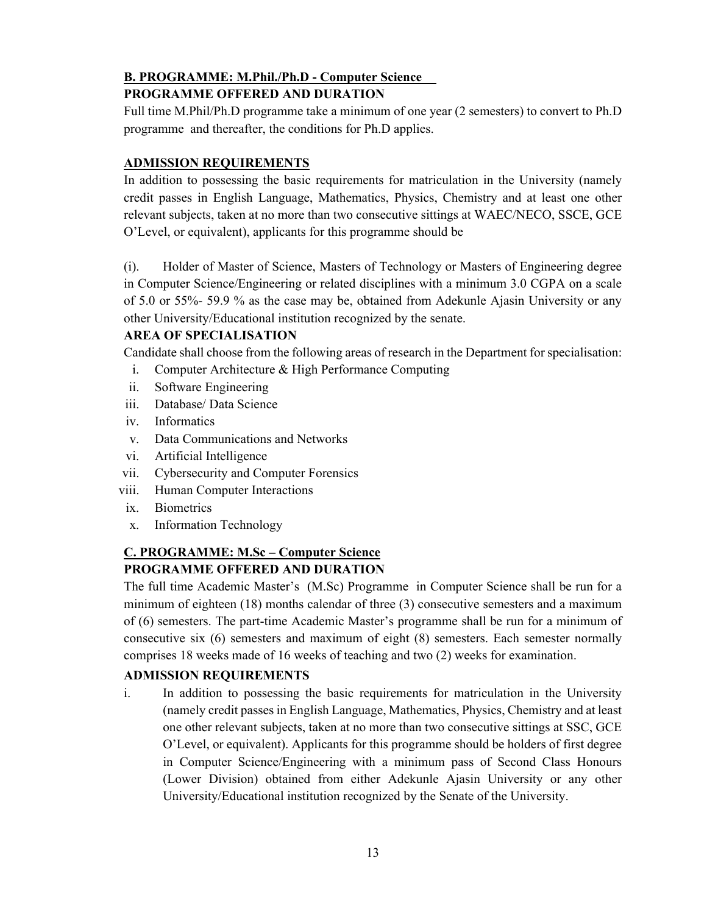## B. PROGRAMME: M.Phil./Ph.D - Computer Science

**PROGRAMME OFFERED AND DURATION**

Full time M.Phil/Ph.D programme take a minimum of one year (2 semesters) to convert to Ph.D programme and thereafter, the conditions for Ph.D applies.

### ADMISSION REQUIREMENTS

In addition to possessing the basic requirements for matriculation in the University (namely credit passes in English Language, Mathematics, Physics, Chemistry and at least one other relevant subjects, taken at no more than two consecutive sittings at WAEC/NECO, SSCE, GCE O'Level, or equivalent), applicants for this programme should be

(i). Holder of Master of Science, Masters of Technology or Masters of Engineering degree in Computer Science/Engineering or related disciplines with a minimum 3.0 CGPA on a scale of 5.0 or 55%- 59.9 % as the case may be, obtained from Adekunle Ajasin University or any other University/Educational institution recognized by the senate.

**AREA OF SPECIALISATION**

Candidate shall choose from the following areas of research in the Department for specialisation:

i. Computer Architecture & High Performance Computing
ii. Software Engineering
iii. Database/ Data Science
iv. Informatics
v. Data Communications and Networks
vi. Artificial Intelligence
vii. Cybersecurity and Computer Forensics
viii. Human Computer Interactions
ix. Biometrics
x. Information Technology

## C. PROGRAMME: M.Sc – Computer Science

**PROGRAMME OFFERED AND DURATION**

The full time Academic Master's (M.Sc) Programme in Computer Science shall be run for a minimum of eighteen (18) months calendar of three (3) consecutive semesters and a maximum of (6) semesters. The part-time Academic Master's programme shall be run for a minimum of consecutive six (6) semesters and maximum of eight (8) semesters. Each semester normally comprises 18 weeks made of 16 weeks of teaching and two (2) weeks for examination.

**ADMISSION REQUIREMENTS**

i. In addition to possessing the basic requirements for matriculation in the University (namely credit passes in English Language, Mathematics, Physics, Chemistry and at least one other relevant subjects, taken at no more than two consecutive sittings at SSC, GCE O'Level, or equivalent). Applicants for this programme should be holders of first degree in Computer Science/Engineering with a minimum pass of Second Class Honours (Lower Division) obtained from either Adekunle Ajasin University or any other University/Educational institution recognized by the Senate of the University.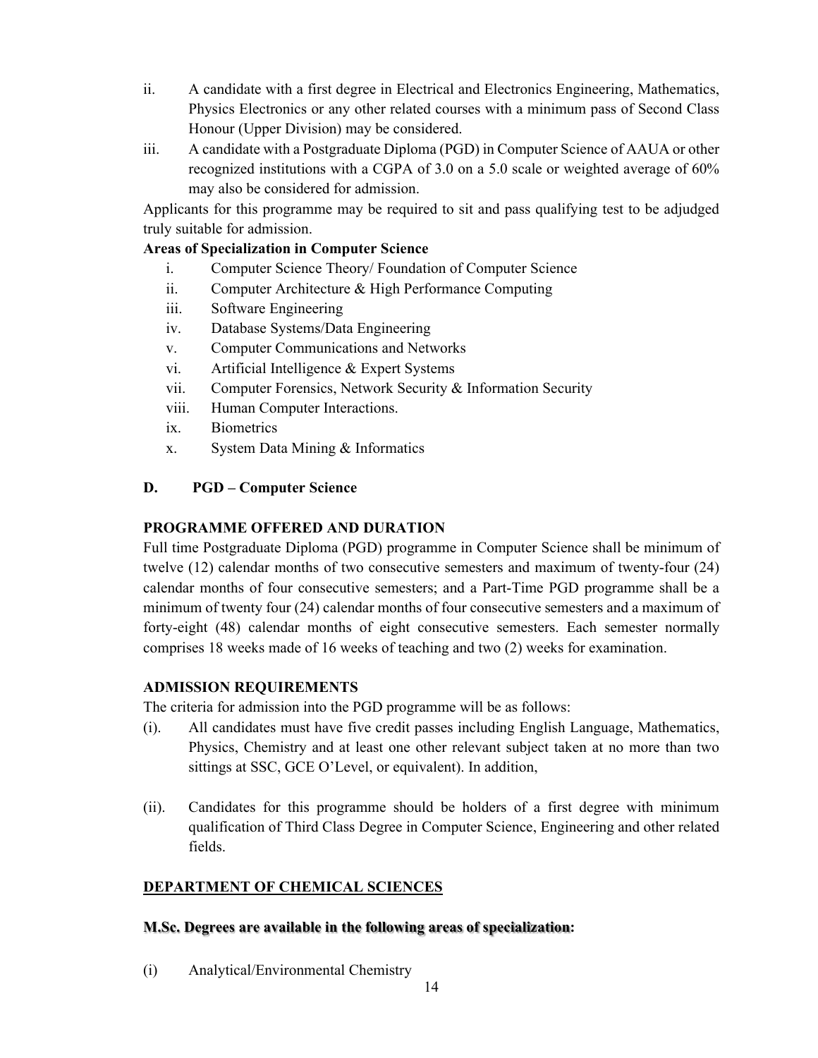ii. A candidate with a first degree in Electrical and Electronics Engineering, Mathematics, Physics Electronics or any other related courses with a minimum pass of Second Class Honour (Upper Division) may be considered.

iii. A candidate with a Postgraduate Diploma (PGD) in Computer Science of AAUA or other recognized institutions with a CGPA of 3.0 on a 5.0 scale or weighted average of 60% may also be considered for admission.

Applicants for this programme may be required to sit and pass qualifying test to be adjudged truly suitable for admission.

**Areas of Specialization in Computer Science**

i. Computer Science Theory/ Foundation of Computer Science
ii. Computer Architecture & High Performance Computing
iii. Software Engineering
iv. Database Systems/Data Engineering
v. Computer Communications and Networks
vi. Artificial Intelligence & Expert Systems
vii. Computer Forensics, Network Security & Information Security
viii. Human Computer Interactions.
ix. Biometrics
x. System Data Mining & Informatics

### D. PGD – Computer Science

**PROGRAMME OFFERED AND DURATION**

Full time Postgraduate Diploma (PGD) programme in Computer Science shall be minimum of twelve (12) calendar months of two consecutive semesters and maximum of twenty-four (24) calendar months of four consecutive semesters; and a Part-Time PGD programme shall be a minimum of twenty four (24) calendar months of four consecutive semesters and a maximum of forty-eight (48) calendar months of eight consecutive semesters. Each semester normally comprises 18 weeks made of 16 weeks of teaching and two (2) weeks for examination.

**ADMISSION REQUIREMENTS**

The criteria for admission into the PGD programme will be as follows:

(i). All candidates must have five credit passes including English Language, Mathematics, Physics, Chemistry and at least one other relevant subject taken at no more than two sittings at SSC, GCE O'Level, or equivalent). In addition,

(ii). Candidates for this programme should be holders of a first degree with minimum qualification of Third Class Degree in Computer Science, Engineering and other related fields.

## DEPARTMENT OF CHEMICAL SCIENCES

**M.Sc. Degrees are available in the following areas of specialization:**

(i) Analytical/Environmental Chemistry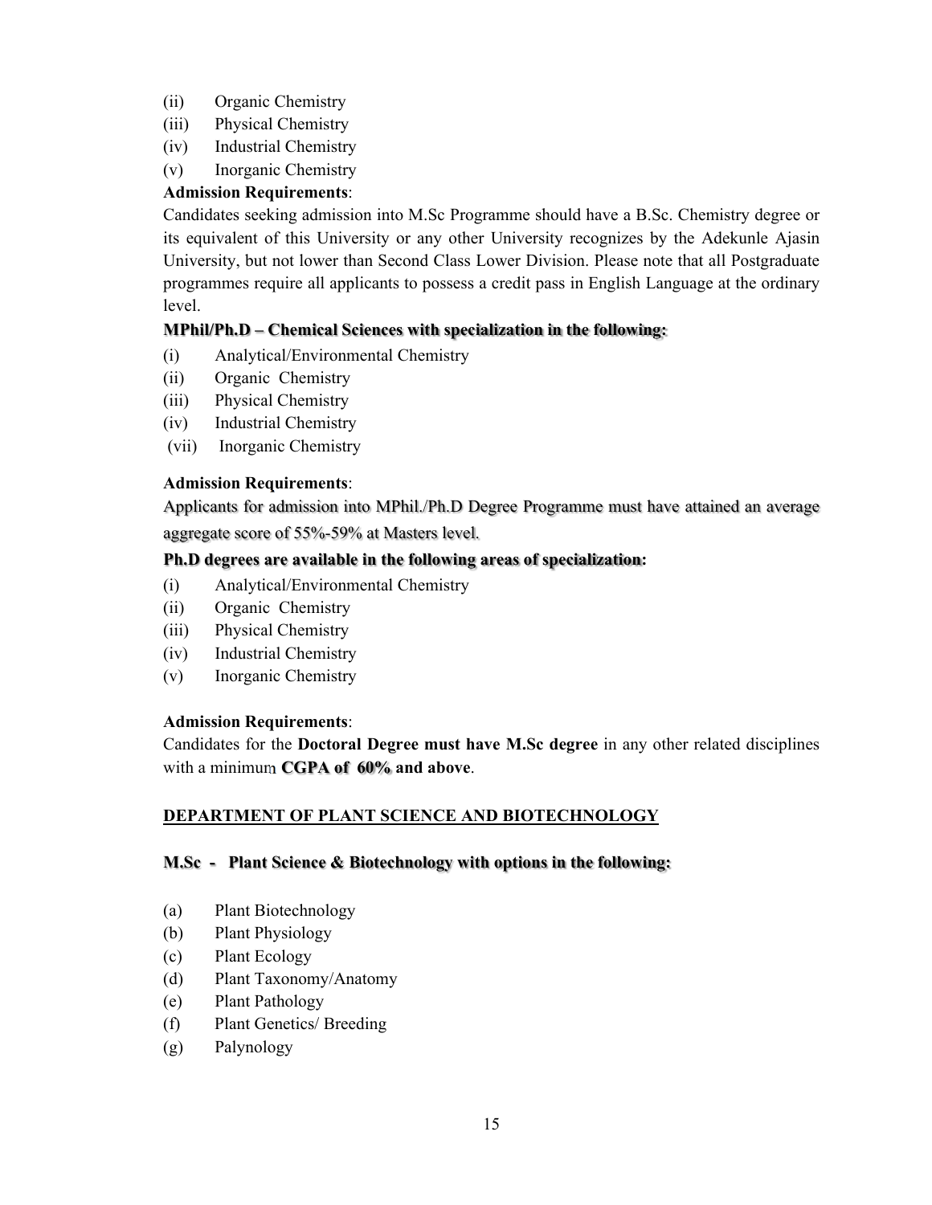(ii) Organic Chemistry
(iii) Physical Chemistry
(iv) Industrial Chemistry
(v) Inorganic Chemistry

**Admission Requirements**:

Candidates seeking admission into M.Sc Programme should have a B.Sc. Chemistry degree or its equivalent of this University or any other University recognizes by the Adekunle Ajasin University, but not lower than Second Class Lower Division. Please note that all Postgraduate programmes require all applicants to possess a credit pass in English Language at the ordinary level.

**MPhil/Ph.D – Chemical Sciences with specialization in the following:**

(i) Analytical/Environmental Chemistry
(ii) Organic Chemistry
(iii) Physical Chemistry
(iv) Industrial Chemistry
(vii) Inorganic Chemistry

**Admission Requirements**:

Applicants for admission into MPhil./Ph.D Degree Programme must have attained an average aggregate score of 55%-59% at Masters level.

**Ph.D degrees are available in the following areas of specialization:**

(i) Analytical/Environmental Chemistry
(ii) Organic Chemistry
(iii) Physical Chemistry
(iv) Industrial Chemistry
(v) Inorganic Chemistry

**Admission Requirements**:

Candidates for the **Doctoral Degree must have M.Sc degree** in any other related disciplines with a minimum **CGPA of 60% and above**.

**DEPARTMENT OF PLANT SCIENCE AND BIOTECHNOLOGY**

**M.Sc - Plant Science & Biotechnology with options in the following:**

(a) Plant Biotechnology
(b) Plant Physiology
(c) Plant Ecology
(d) Plant Taxonomy/Anatomy
(e) Plant Pathology
(f) Plant Genetics/ Breeding
(g) Palynology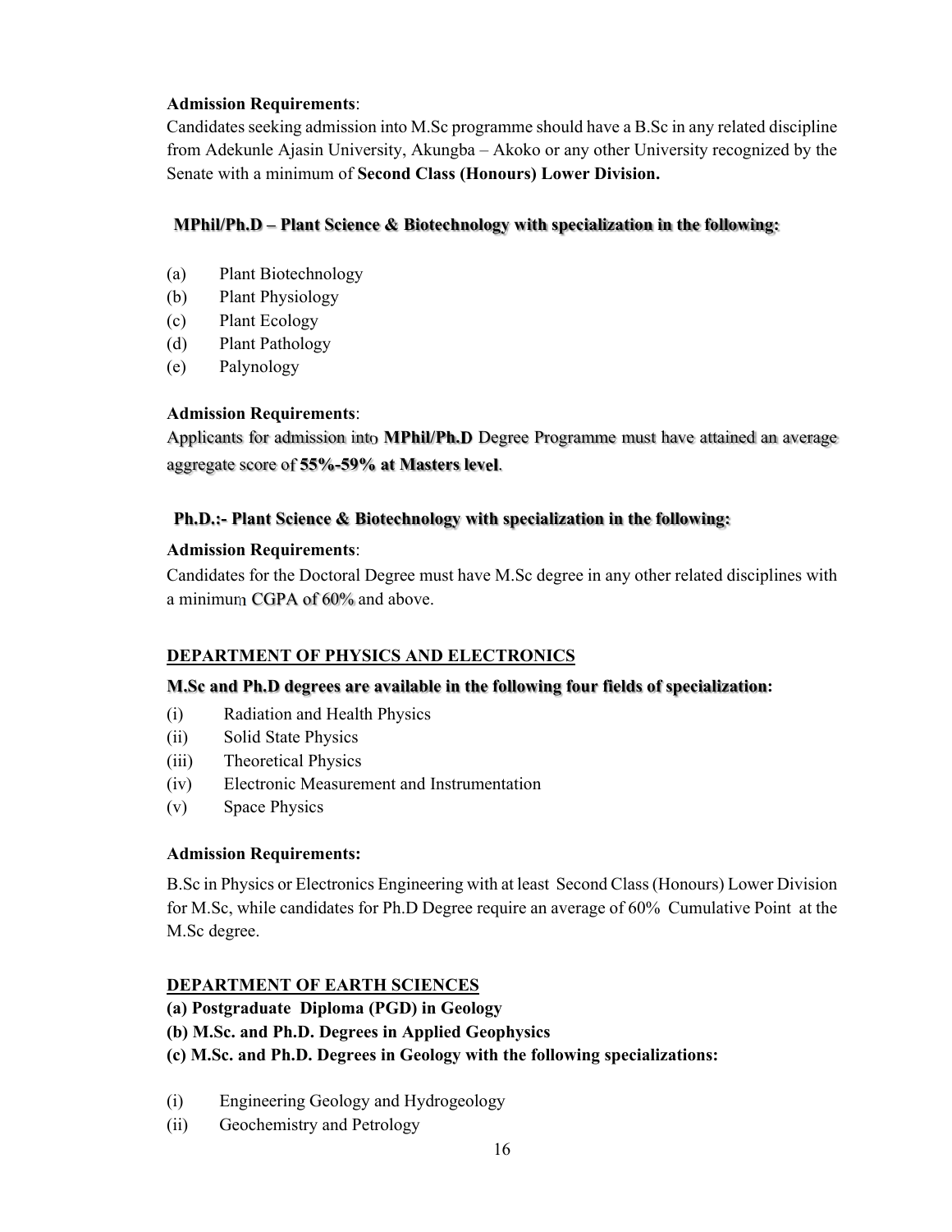**Admission Requirements**:
Candidates seeking admission into M.Sc programme should have a B.Sc in any related discipline from Adekunle Ajasin University, Akungba – Akoko or any other University recognized by the Senate with a minimum of **Second Class (Honours) Lower Division.**

**MPhil/Ph.D – Plant Science & Biotechnology with specialization in the following:**

(a) Plant Biotechnology
(b) Plant Physiology
(c) Plant Ecology
(d) Plant Pathology
(e) Palynology

**Admission Requirements**:
Applicants for admission into **MPhil/Ph.D** Degree Programme must have attained an average aggregate score of **55%-59% at Masters level**.

**Ph.D.:- Plant Science & Biotechnology with specialization in the following:**

**Admission Requirements**:
Candidates for the Doctoral Degree must have M.Sc degree in any other related disciplines with a minimum CGPA of 60% and above.

**DEPARTMENT OF PHYSICS AND ELECTRONICS**

**M.Sc and Ph.D degrees are available in the following four fields of specialization:**

(i) Radiation and Health Physics
(ii) Solid State Physics
(iii) Theoretical Physics
(iv) Electronic Measurement and Instrumentation
(v) Space Physics

**Admission Requirements:**

B.Sc in Physics or Electronics Engineering with at least Second Class (Honours) Lower Division for M.Sc, while candidates for Ph.D Degree require an average of 60% Cumulative Point at the M.Sc degree.

**DEPARTMENT OF EARTH SCIENCES**

**(a) Postgraduate Diploma (PGD) in Geology**
**(b) M.Sc. and Ph.D. Degrees in Applied Geophysics**
**(c) M.Sc. and Ph.D. Degrees in Geology with the following specializations:**

(i) Engineering Geology and Hydrogeology
(ii) Geochemistry and Petrology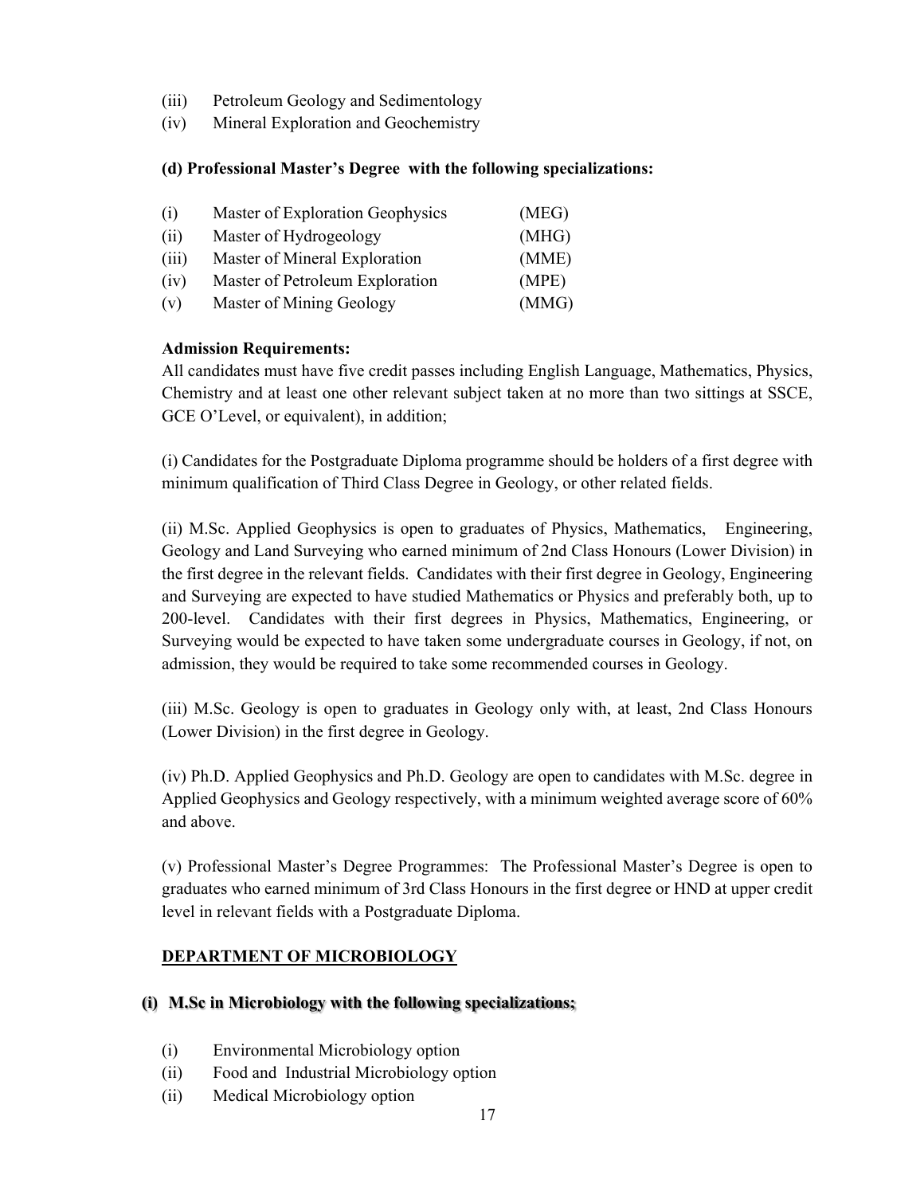(iii) Petroleum Geology and Sedimentology
(iv) Mineral Exploration and Geochemistry

**(d) Professional Master's Degree with the following specializations:**

| | | |
|---|---|---|
| (i) | Master of Exploration Geophysics | (MEG) |
| (ii) | Master of Hydrogeology | (MHG) |
| (iii) | Master of Mineral Exploration | (MME) |
| (iv) | Master of Petroleum Exploration | (MPE) |
| (v) | Master of Mining Geology | (MMG) |

**Admission Requirements:**

All candidates must have five credit passes including English Language, Mathematics, Physics, Chemistry and at least one other relevant subject taken at no more than two sittings at SSCE, GCE O'Level, or equivalent), in addition;

(i) Candidates for the Postgraduate Diploma programme should be holders of a first degree with minimum qualification of Third Class Degree in Geology, or other related fields.

(ii) M.Sc. Applied Geophysics is open to graduates of Physics, Mathematics, Engineering, Geology and Land Surveying who earned minimum of 2nd Class Honours (Lower Division) in the first degree in the relevant fields. Candidates with their first degree in Geology, Engineering and Surveying are expected to have studied Mathematics or Physics and preferably both, up to 200-level. Candidates with their first degrees in Physics, Mathematics, Engineering, or Surveying would be expected to have taken some undergraduate courses in Geology, if not, on admission, they would be required to take some recommended courses in Geology.

(iii) M.Sc. Geology is open to graduates in Geology only with, at least, 2nd Class Honours (Lower Division) in the first degree in Geology.

(iv) Ph.D. Applied Geophysics and Ph.D. Geology are open to candidates with M.Sc. degree in Applied Geophysics and Geology respectively, with a minimum weighted average score of 60% and above.

(v) Professional Master's Degree Programmes: The Professional Master's Degree is open to graduates who earned minimum of 3rd Class Honours in the first degree or HND at upper credit level in relevant fields with a Postgraduate Diploma.

## DEPARTMENT OF MICROBIOLOGY

**(i) M.Sc in Microbiology with the following specializations;**

(i) Environmental Microbiology option
(ii) Food and Industrial Microbiology option
(ii) Medical Microbiology option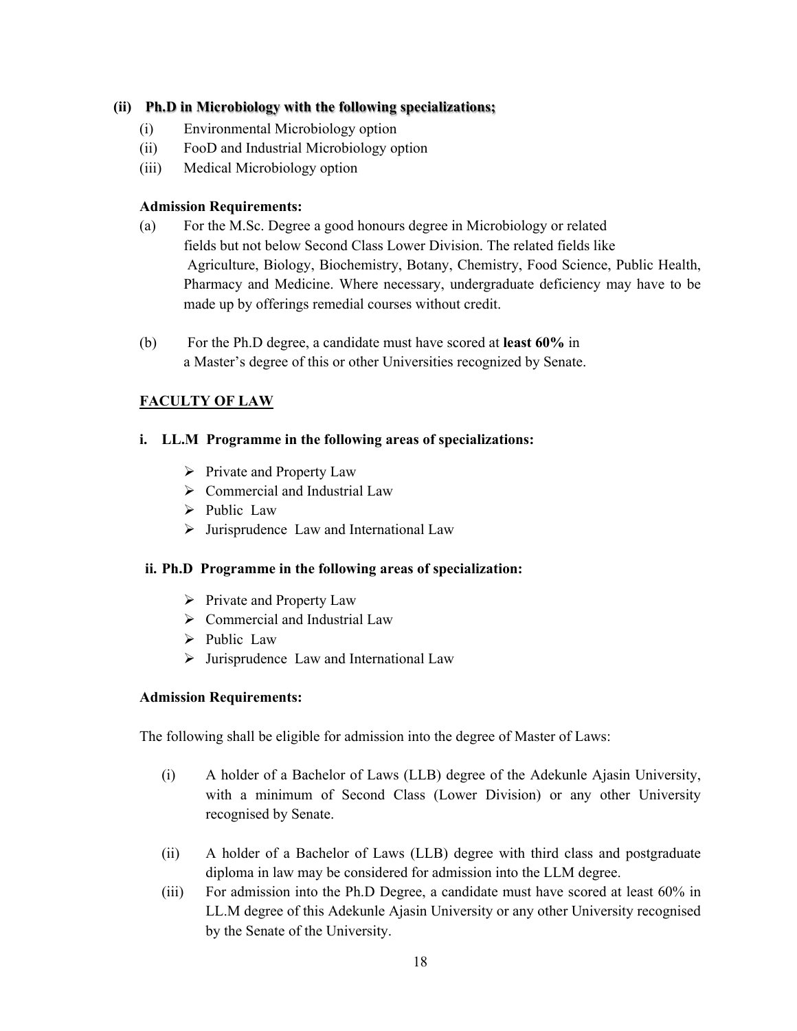**(ii) Ph.D in Microbiology with the following specializations;**

(i) Environmental Microbiology option
(ii) FooD and Industrial Microbiology option
(iii) Medical Microbiology option

**Admission Requirements:**

(a) For the M.Sc. Degree a good honours degree in Microbiology or related fields but not below Second Class Lower Division. The related fields like Agriculture, Biology, Biochemistry, Botany, Chemistry, Food Science, Public Health, Pharmacy and Medicine. Where necessary, undergraduate deficiency may have to be made up by offerings remedial courses without credit.

(b) For the Ph.D degree, a candidate must have scored at **least 60%** in a Master's degree of this or other Universities recognized by Senate.

## FACULTY OF LAW

**i. LL.M Programme in the following areas of specializations:**

- Private and Property Law
- Commercial and Industrial Law
- Public Law
- Jurisprudence Law and International Law

**ii. Ph.D Programme in the following areas of specialization:**

- Private and Property Law
- Commercial and Industrial Law
- Public Law
- Jurisprudence Law and International Law

**Admission Requirements:**

The following shall be eligible for admission into the degree of Master of Laws:

(i) A holder of a Bachelor of Laws (LLB) degree of the Adekunle Ajasin University, with a minimum of Second Class (Lower Division) or any other University recognised by Senate.

(ii) A holder of a Bachelor of Laws (LLB) degree with third class and postgraduate diploma in law may be considered for admission into the LLM degree.

(iii) For admission into the Ph.D Degree, a candidate must have scored at least 60% in LL.M degree of this Adekunle Ajasin University or any other University recognised by the Senate of the University.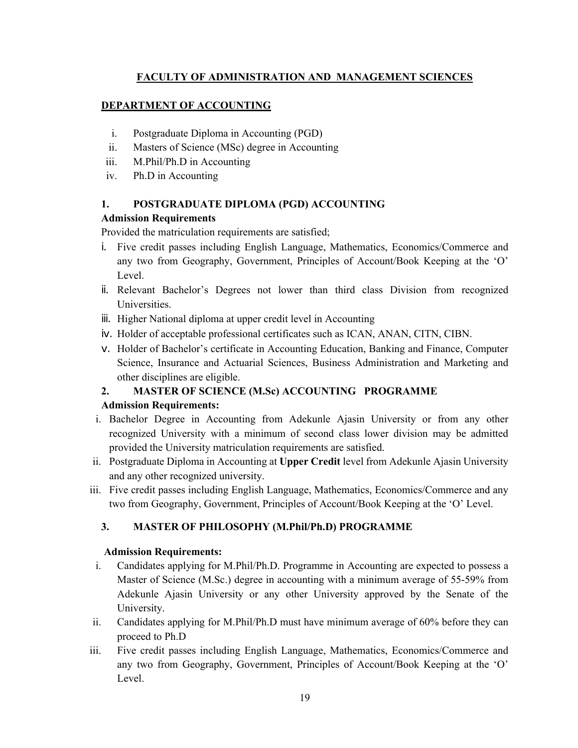# FACULTY OF ADMINISTRATION AND MANAGEMENT SCIENCES

## DEPARTMENT OF ACCOUNTING

i. Postgraduate Diploma in Accounting (PGD)
ii. Masters of Science (MSc) degree in Accounting
iii. M.Phil/Ph.D in Accounting
iv. Ph.D in Accounting

### 1. POSTGRADUATE DIPLOMA (PGD) ACCOUNTING

**Admission Requirements**

Provided the matriculation requirements are satisfied;

i. Five credit passes including English Language, Mathematics, Economics/Commerce and any two from Geography, Government, Principles of Account/Book Keeping at the 'O' Level.
ii. Relevant Bachelor's Degrees not lower than third class Division from recognized Universities.
iii. Higher National diploma at upper credit level in Accounting
iv. Holder of acceptable professional certificates such as ICAN, ANAN, CITN, CIBN.
v. Holder of Bachelor's certificate in Accounting Education, Banking and Finance, Computer Science, Insurance and Actuarial Sciences, Business Administration and Marketing and other disciplines are eligible.

### 2. MASTER OF SCIENCE (M.Sc) ACCOUNTING PROGRAMME

**Admission Requirements:**

i. Bachelor Degree in Accounting from Adekunle Ajasin University or from any other recognized University with a minimum of second class lower division may be admitted provided the University matriculation requirements are satisfied.
ii. Postgraduate Diploma in Accounting at **Upper Credit** level from Adekunle Ajasin University and any other recognized university.
iii. Five credit passes including English Language, Mathematics, Economics/Commerce and any two from Geography, Government, Principles of Account/Book Keeping at the 'O' Level.

### 3. MASTER OF PHILOSOPHY (M.Phil/Ph.D) PROGRAMME

**Admission Requirements:**

i. Candidates applying for M.Phil/Ph.D. Programme in Accounting are expected to possess a Master of Science (M.Sc.) degree in accounting with a minimum average of 55-59% from Adekunle Ajasin University or any other University approved by the Senate of the University.
ii. Candidates applying for M.Phil/Ph.D must have minimum average of 60% before they can proceed to Ph.D
iii. Five credit passes including English Language, Mathematics, Economics/Commerce and any two from Geography, Government, Principles of Account/Book Keeping at the 'O' Level.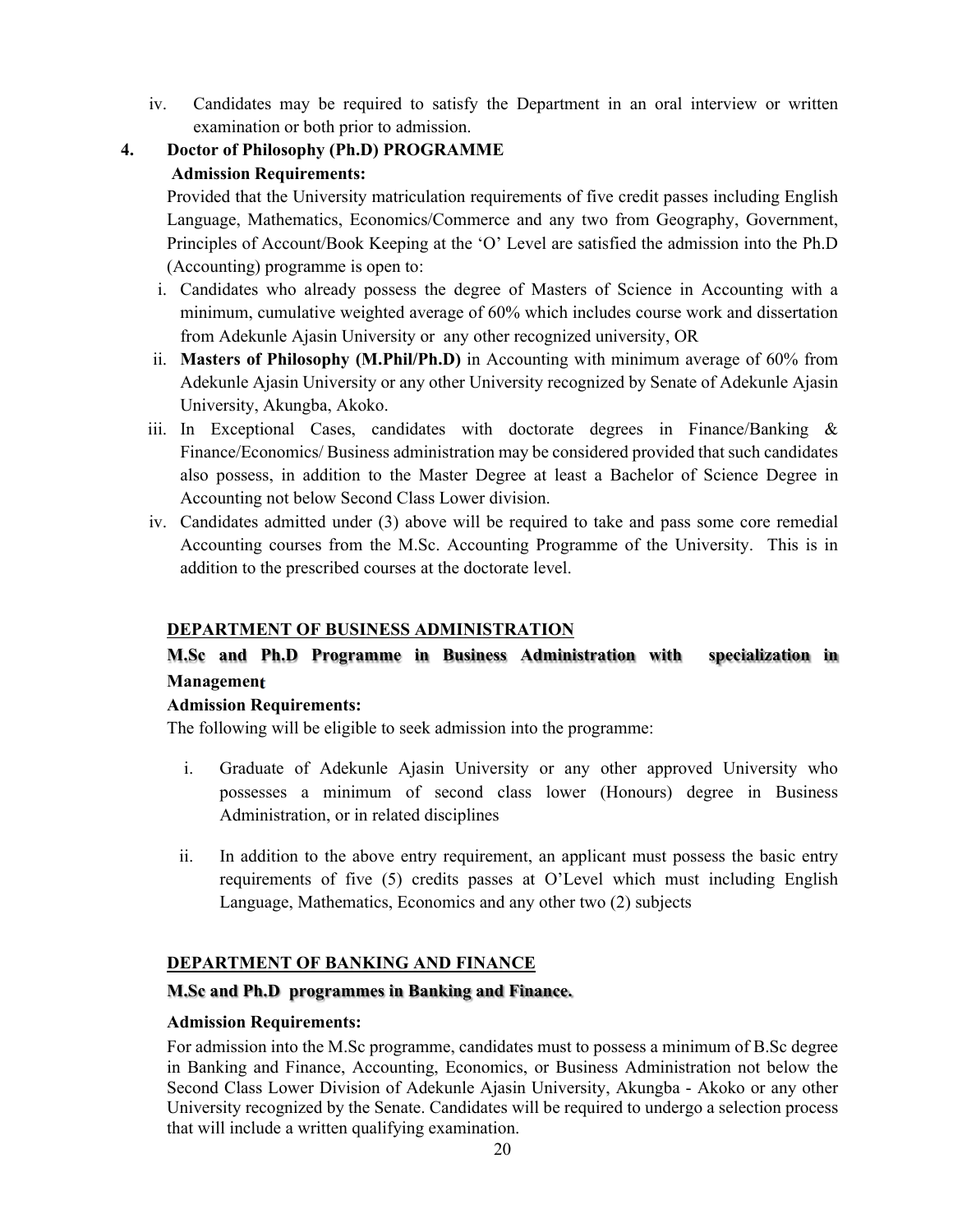iv. Candidates may be required to satisfy the Department in an oral interview or written examination or both prior to admission.

**4. Doctor of Philosophy (Ph.D) PROGRAMME**

**Admission Requirements:**

Provided that the University matriculation requirements of five credit passes including English Language, Mathematics, Economics/Commerce and any two from Geography, Government, Principles of Account/Book Keeping at the 'O' Level are satisfied the admission into the Ph.D (Accounting) programme is open to:

i. Candidates who already possess the degree of Masters of Science in Accounting with a minimum, cumulative weighted average of 60% which includes course work and dissertation from Adekunle Ajasin University or any other recognized university, OR

ii. **Masters of Philosophy (M.Phil/Ph.D)** in Accounting with minimum average of 60% from Adekunle Ajasin University or any other University recognized by Senate of Adekunle Ajasin University, Akungba, Akoko.

iii. In Exceptional Cases, candidates with doctorate degrees in Finance/Banking & Finance/Economics/ Business administration may be considered provided that such candidates also possess, in addition to the Master Degree at least a Bachelor of Science Degree in Accounting not below Second Class Lower division.

iv. Candidates admitted under (3) above will be required to take and pass some core remedial Accounting courses from the M.Sc. Accounting Programme of the University. This is in addition to the prescribed courses at the doctorate level.

## DEPARTMENT OF BUSINESS ADMINISTRATION

**M.Sc and Ph.D Programme in Business Administration with specialization in Management**

**Admission Requirements:**

The following will be eligible to seek admission into the programme:

i. Graduate of Adekunle Ajasin University or any other approved University who possesses a minimum of second class lower (Honours) degree in Business Administration, or in related disciplines

ii. In addition to the above entry requirement, an applicant must possess the basic entry requirements of five (5) credits passes at O'Level which must including English Language, Mathematics, Economics and any other two (2) subjects

## DEPARTMENT OF BANKING AND FINANCE

**M.Sc and Ph.D programmes in Banking and Finance.**

**Admission Requirements:**

For admission into the M.Sc programme, candidates must to possess a minimum of B.Sc degree in Banking and Finance, Accounting, Economics, or Business Administration not below the Second Class Lower Division of Adekunle Ajasin University, Akungba - Akoko or any other University recognized by the Senate. Candidates will be required to undergo a selection process that will include a written qualifying examination.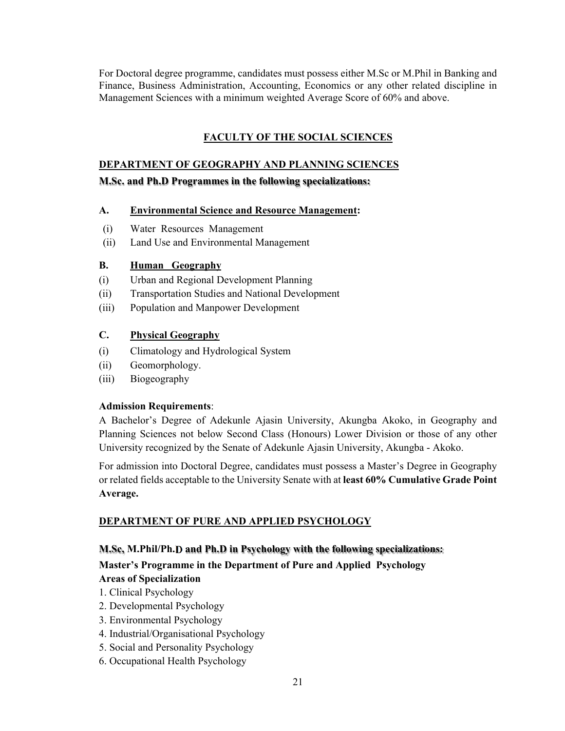For Doctoral degree programme, candidates must possess either M.Sc or M.Phil in Banking and Finance, Business Administration, Accounting, Economics or any other related discipline in Management Sciences with a minimum weighted Average Score of 60% and above.

## FACULTY OF THE SOCIAL SCIENCES

### DEPARTMENT OF GEOGRAPHY AND PLANNING SCIENCES

**M.Sc. and Ph.D Programmes in the following specializations:**

**A. Environmental Science and Resource Management:**

(i) Water Resources Management
(ii) Land Use and Environmental Management

**B. Human Geography**

(i) Urban and Regional Development Planning
(ii) Transportation Studies and National Development
(iii) Population and Manpower Development

**C. Physical Geography**

(i) Climatology and Hydrological System
(ii) Geomorphology.
(iii) Biogeography

**Admission Requirements**:
A Bachelor's Degree of Adekunle Ajasin University, Akungba Akoko, in Geography and Planning Sciences not below Second Class (Honours) Lower Division or those of any other University recognized by the Senate of Adekunle Ajasin University, Akungba - Akoko.

For admission into Doctoral Degree, candidates must possess a Master's Degree in Geography or related fields acceptable to the University Senate with at **least 60% Cumulative Grade Point Average.**

### DEPARTMENT OF PURE AND APPLIED PSYCHOLOGY

**M.Sc, M.Phil/Ph.D and Ph.D in Psychology with the following specializations:**

**Master's Programme in the Department of Pure and Applied Psychology**
**Areas of Specialization**

1. Clinical Psychology
2. Developmental Psychology
3. Environmental Psychology
4. Industrial/Organisational Psychology
5. Social and Personality Psychology
6. Occupational Health Psychology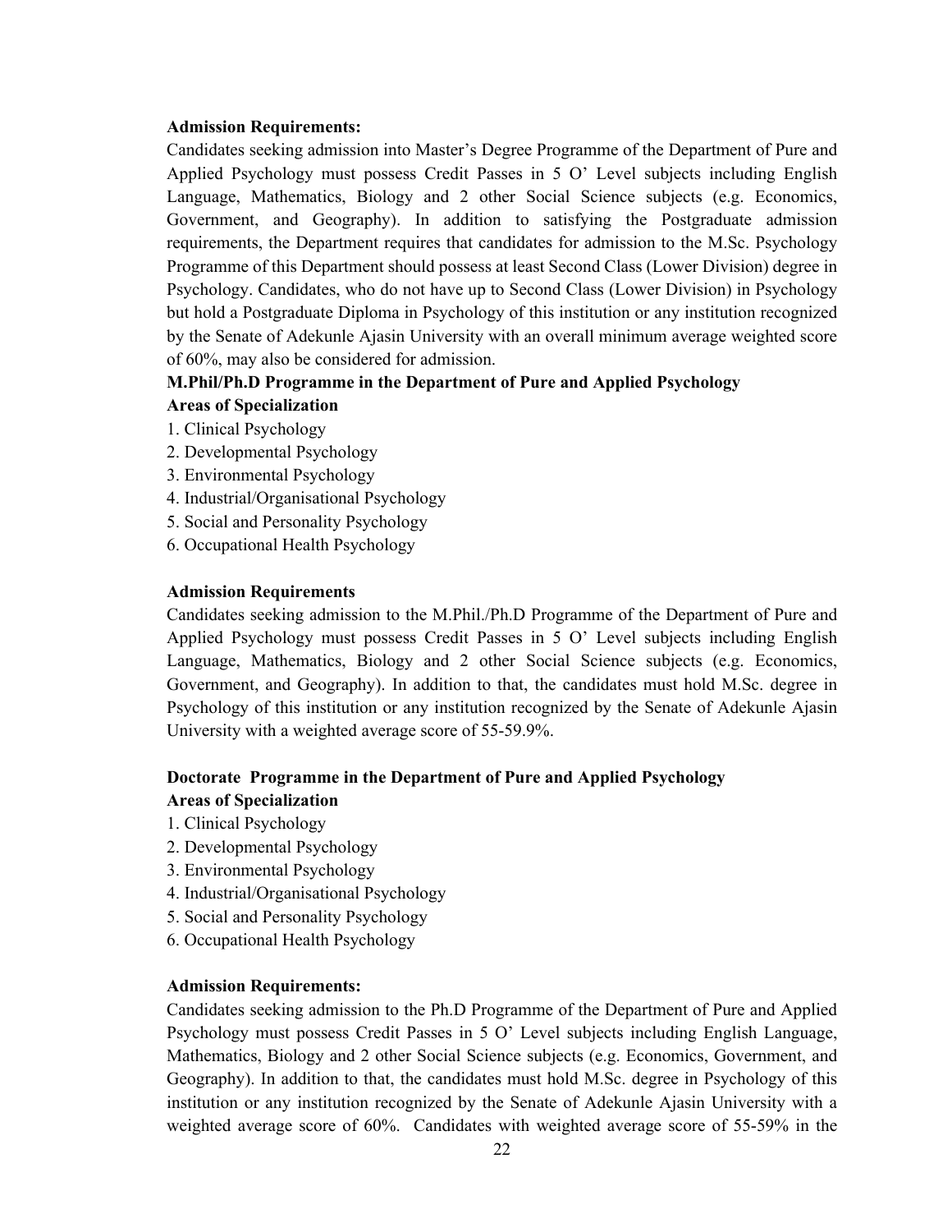**Admission Requirements:**

Candidates seeking admission into Master's Degree Programme of the Department of Pure and Applied Psychology must possess Credit Passes in 5 O' Level subjects including English Language, Mathematics, Biology and 2 other Social Science subjects (e.g. Economics, Government, and Geography). In addition to satisfying the Postgraduate admission requirements, the Department requires that candidates for admission to the M.Sc. Psychology Programme of this Department should possess at least Second Class (Lower Division) degree in Psychology. Candidates, who do not have up to Second Class (Lower Division) in Psychology but hold a Postgraduate Diploma in Psychology of this institution or any institution recognized by the Senate of Adekunle Ajasin University with an overall minimum average weighted score of 60%, may also be considered for admission.

**M.Phil/Ph.D Programme in the Department of Pure and Applied Psychology**

**Areas of Specialization**

1. Clinical Psychology
2. Developmental Psychology
3. Environmental Psychology
4. Industrial/Organisational Psychology
5. Social and Personality Psychology
6. Occupational Health Psychology

**Admission Requirements**

Candidates seeking admission to the M.Phil./Ph.D Programme of the Department of Pure and Applied Psychology must possess Credit Passes in 5 O' Level subjects including English Language, Mathematics, Biology and 2 other Social Science subjects (e.g. Economics, Government, and Geography). In addition to that, the candidates must hold M.Sc. degree in Psychology of this institution or any institution recognized by the Senate of Adekunle Ajasin University with a weighted average score of 55-59.9%.

**Doctorate Programme in the Department of Pure and Applied Psychology**

**Areas of Specialization**

1. Clinical Psychology
2. Developmental Psychology
3. Environmental Psychology
4. Industrial/Organisational Psychology
5. Social and Personality Psychology
6. Occupational Health Psychology

**Admission Requirements:**

Candidates seeking admission to the Ph.D Programme of the Department of Pure and Applied Psychology must possess Credit Passes in 5 O' Level subjects including English Language, Mathematics, Biology and 2 other Social Science subjects (e.g. Economics, Government, and Geography). In addition to that, the candidates must hold M.Sc. degree in Psychology of this institution or any institution recognized by the Senate of Adekunle Ajasin University with a weighted average score of 60%. Candidates with weighted average score of 55-59% in the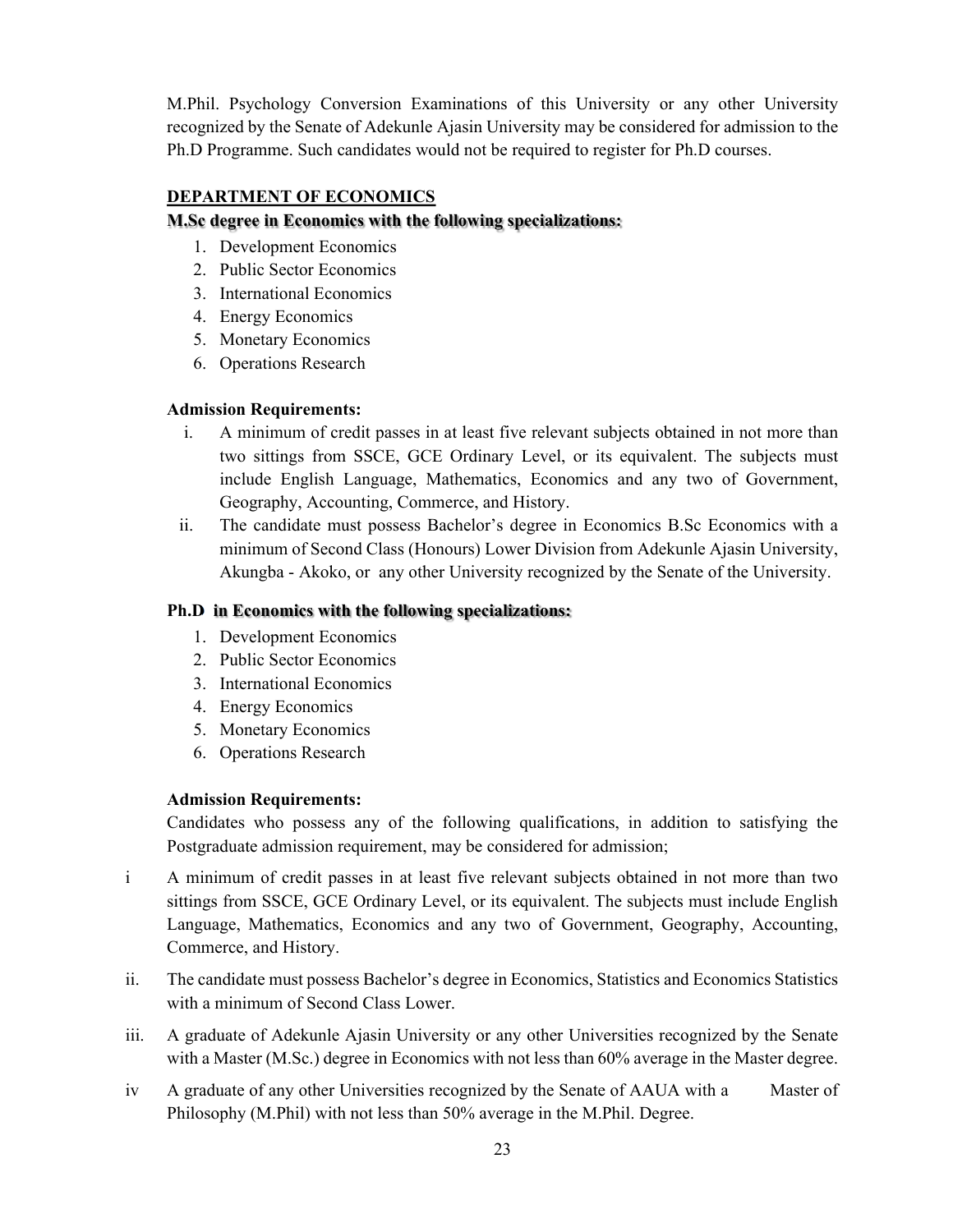M.Phil. Psychology Conversion Examinations of this University or any other University recognized by the Senate of Adekunle Ajasin University may be considered for admission to the Ph.D Programme. Such candidates would not be required to register for Ph.D courses.

## DEPARTMENT OF ECONOMICS

### M.Sc degree in Economics with the following specializations:

1. Development Economics
2. Public Sector Economics
3. International Economics
4. Energy Economics
5. Monetary Economics
6. Operations Research

**Admission Requirements:**

i. A minimum of credit passes in at least five relevant subjects obtained in not more than two sittings from SSCE, GCE Ordinary Level, or its equivalent. The subjects must include English Language, Mathematics, Economics and any two of Government, Geography, Accounting, Commerce, and History.

ii. The candidate must possess Bachelor's degree in Economics B.Sc Economics with a minimum of Second Class (Honours) Lower Division from Adekunle Ajasin University, Akungba - Akoko, or any other University recognized by the Senate of the University.

### Ph.D in Economics with the following specializations:

1. Development Economics
2. Public Sector Economics
3. International Economics
4. Energy Economics
5. Monetary Economics
6. Operations Research

**Admission Requirements:**

Candidates who possess any of the following qualifications, in addition to satisfying the Postgraduate admission requirement, may be considered for admission;

i A minimum of credit passes in at least five relevant subjects obtained in not more than two sittings from SSCE, GCE Ordinary Level, or its equivalent. The subjects must include English Language, Mathematics, Economics and any two of Government, Geography, Accounting, Commerce, and History.

ii. The candidate must possess Bachelor's degree in Economics, Statistics and Economics Statistics with a minimum of Second Class Lower.

iii. A graduate of Adekunle Ajasin University or any other Universities recognized by the Senate with a Master (M.Sc.) degree in Economics with not less than 60% average in the Master degree.

iv A graduate of any other Universities recognized by the Senate of AAUA with a Master of Philosophy (M.Phil) with not less than 50% average in the M.Phil. Degree.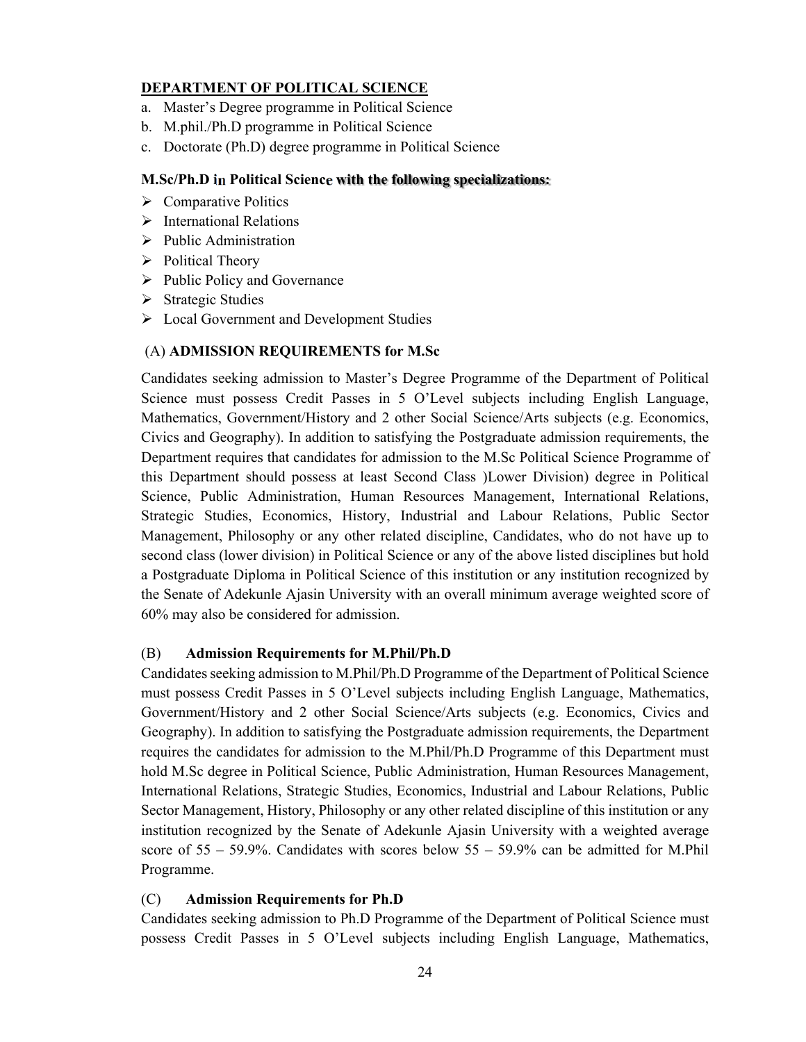**DEPARTMENT OF POLITICAL SCIENCE**

a. Master's Degree programme in Political Science
b. M.phil./Ph.D programme in Political Science
c. Doctorate (Ph.D) degree programme in Political Science

**M.Sc/Ph.D in Political Science with the following specializations:**

- Comparative Politics
- International Relations
- Public Administration
- Political Theory
- Public Policy and Governance
- Strategic Studies
- Local Government and Development Studies

(A) **ADMISSION REQUIREMENTS for M.Sc**

Candidates seeking admission to Master's Degree Programme of the Department of Political Science must possess Credit Passes in 5 O'Level subjects including English Language, Mathematics, Government/History and 2 other Social Science/Arts subjects (e.g. Economics, Civics and Geography). In addition to satisfying the Postgraduate admission requirements, the Department requires that candidates for admission to the M.Sc Political Science Programme of this Department should possess at least Second Class )Lower Division) degree in Political Science, Public Administration, Human Resources Management, International Relations, Strategic Studies, Economics, History, Industrial and Labour Relations, Public Sector Management, Philosophy or any other related discipline, Candidates, who do not have up to second class (lower division) in Political Science or any of the above listed disciplines but hold a Postgraduate Diploma in Political Science of this institution or any institution recognized by the Senate of Adekunle Ajasin University with an overall minimum average weighted score of 60% may also be considered for admission.

(B) **Admission Requirements for M.Phil/Ph.D**

Candidates seeking admission to M.Phil/Ph.D Programme of the Department of Political Science must possess Credit Passes in 5 O'Level subjects including English Language, Mathematics, Government/History and 2 other Social Science/Arts subjects (e.g. Economics, Civics and Geography). In addition to satisfying the Postgraduate admission requirements, the Department requires the candidates for admission to the M.Phil/Ph.D Programme of this Department must hold M.Sc degree in Political Science, Public Administration, Human Resources Management, International Relations, Strategic Studies, Economics, Industrial and Labour Relations, Public Sector Management, History, Philosophy or any other related discipline of this institution or any institution recognized by the Senate of Adekunle Ajasin University with a weighted average score of 55 – 59.9%. Candidates with scores below 55 – 59.9% can be admitted for M.Phil Programme.

(C) **Admission Requirements for Ph.D**

Candidates seeking admission to Ph.D Programme of the Department of Political Science must possess Credit Passes in 5 O'Level subjects including English Language, Mathematics,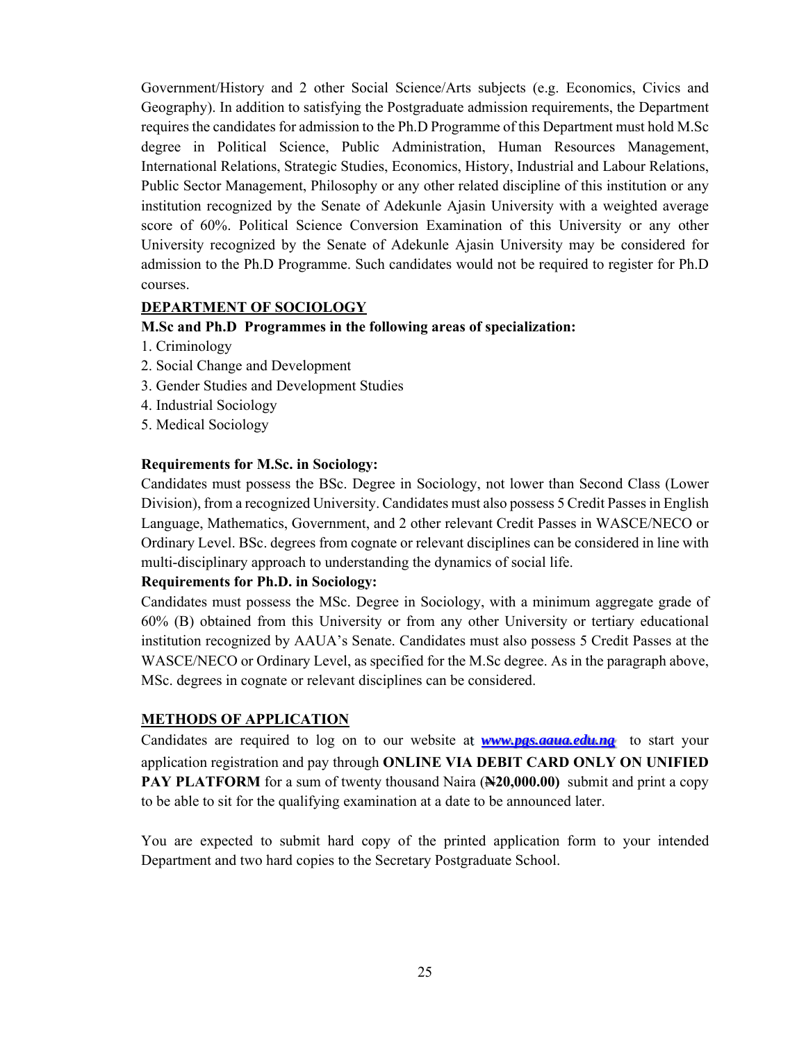Government/History and 2 other Social Science/Arts subjects (e.g. Economics, Civics and Geography). In addition to satisfying the Postgraduate admission requirements, the Department requires the candidates for admission to the Ph.D Programme of this Department must hold M.Sc degree in Political Science, Public Administration, Human Resources Management, International Relations, Strategic Studies, Economics, History, Industrial and Labour Relations, Public Sector Management, Philosophy or any other related discipline of this institution or any institution recognized by the Senate of Adekunle Ajasin University with a weighted average score of 60%. Political Science Conversion Examination of this University or any other University recognized by the Senate of Adekunle Ajasin University may be considered for admission to the Ph.D Programme. Such candidates would not be required to register for Ph.D courses.

## DEPARTMENT OF SOCIOLOGY

**M.Sc and Ph.D Programmes in the following areas of specialization:**

1. Criminology
2. Social Change and Development
3. Gender Studies and Development Studies
4. Industrial Sociology
5. Medical Sociology

**Requirements for M.Sc. in Sociology:**

Candidates must possess the BSc. Degree in Sociology, not lower than Second Class (Lower Division), from a recognized University. Candidates must also possess 5 Credit Passes in English Language, Mathematics, Government, and 2 other relevant Credit Passes in WASCE/NECO or Ordinary Level. BSc. degrees from cognate or relevant disciplines can be considered in line with multi-disciplinary approach to understanding the dynamics of social life.

**Requirements for Ph.D. in Sociology:**

Candidates must possess the MSc. Degree in Sociology, with a minimum aggregate grade of 60% (B) obtained from this University or from any other University or tertiary educational institution recognized by AAUA's Senate. Candidates must also possess 5 Credit Passes at the WASCE/NECO or Ordinary Level, as specified for the M.Sc degree. As in the paragraph above, MSc. degrees in cognate or relevant disciplines can be considered.

## METHODS OF APPLICATION

Candidates are required to log on to our website at ***www.pgs.aaua.edu.ng*** to start your application registration and pay through **ONLINE VIA DEBIT CARD ONLY ON UNIFIED PAY PLATFORM** for a sum of twenty thousand Naira (**₦20,000.00)** submit and print a copy to be able to sit for the qualifying examination at a date to be announced later.

You are expected to submit hard copy of the printed application form to your intended Department and two hard copies to the Secretary Postgraduate School.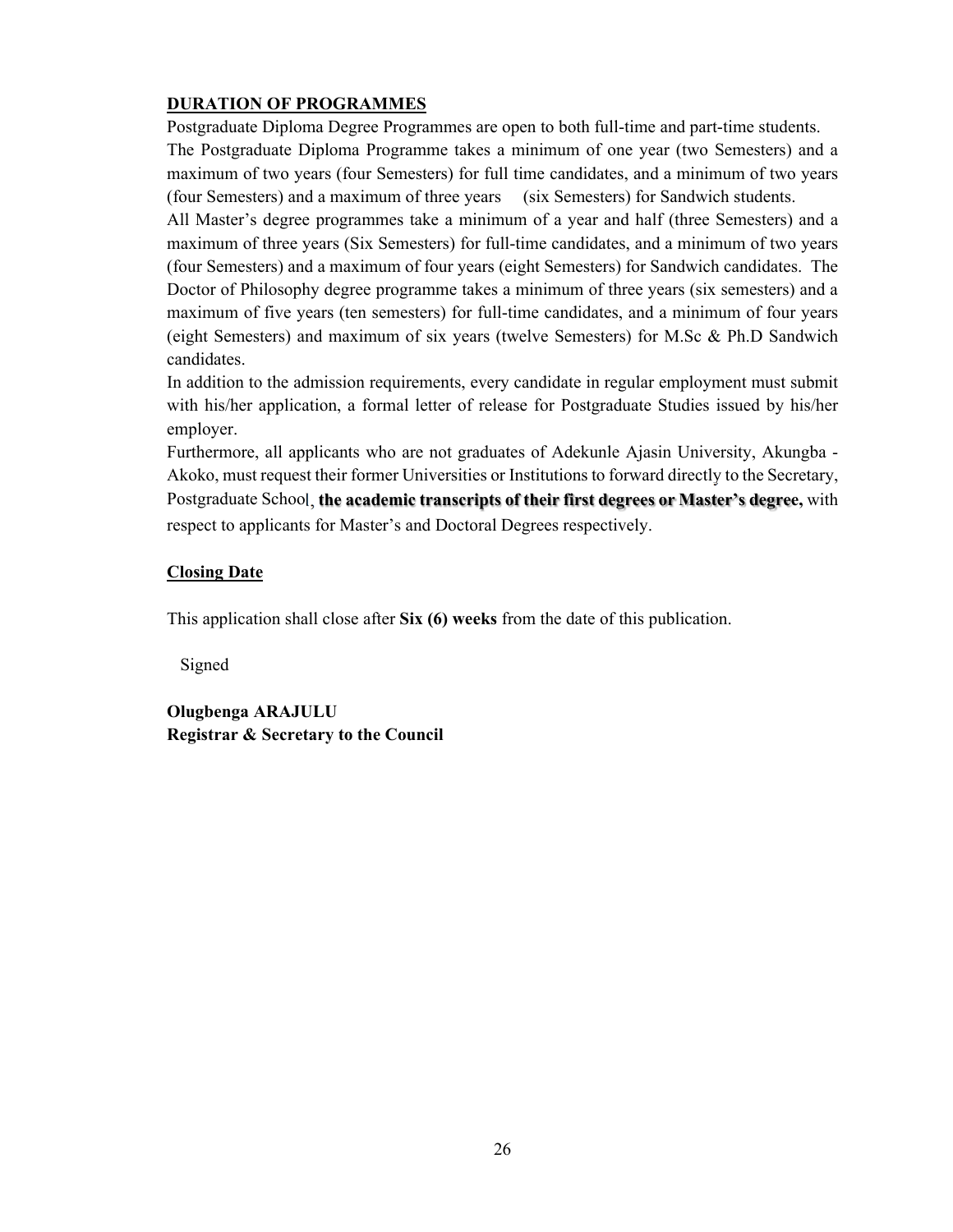**DURATION OF PROGRAMMES**

Postgraduate Diploma Degree Programmes are open to both full-time and part-time students.

The Postgraduate Diploma Programme takes a minimum of one year (two Semesters) and a maximum of two years (four Semesters) for full time candidates, and a minimum of two years (four Semesters) and a maximum of three years (six Semesters) for Sandwich students.

All Master's degree programmes take a minimum of a year and half (three Semesters) and a maximum of three years (Six Semesters) for full-time candidates, and a minimum of two years (four Semesters) and a maximum of four years (eight Semesters) for Sandwich candidates. The Doctor of Philosophy degree programme takes a minimum of three years (six semesters) and a maximum of five years (ten semesters) for full-time candidates, and a minimum of four years (eight Semesters) and maximum of six years (twelve Semesters) for M.Sc & Ph.D Sandwich candidates.

In addition to the admission requirements, every candidate in regular employment must submit with his/her application, a formal letter of release for Postgraduate Studies issued by his/her employer.

Furthermore, all applicants who are not graduates of Adekunle Ajasin University, Akungba - Akoko, must request their former Universities or Institutions to forward directly to the Secretary, Postgraduate School, **the academic transcripts of their first degrees or Master's degree,** with respect to applicants for Master's and Doctoral Degrees respectively.

**Closing Date**

This application shall close after **Six (6) weeks** from the date of this publication.

Signed

**Olugbenga ARAJULU**
**Registrar & Secretary to the Council**